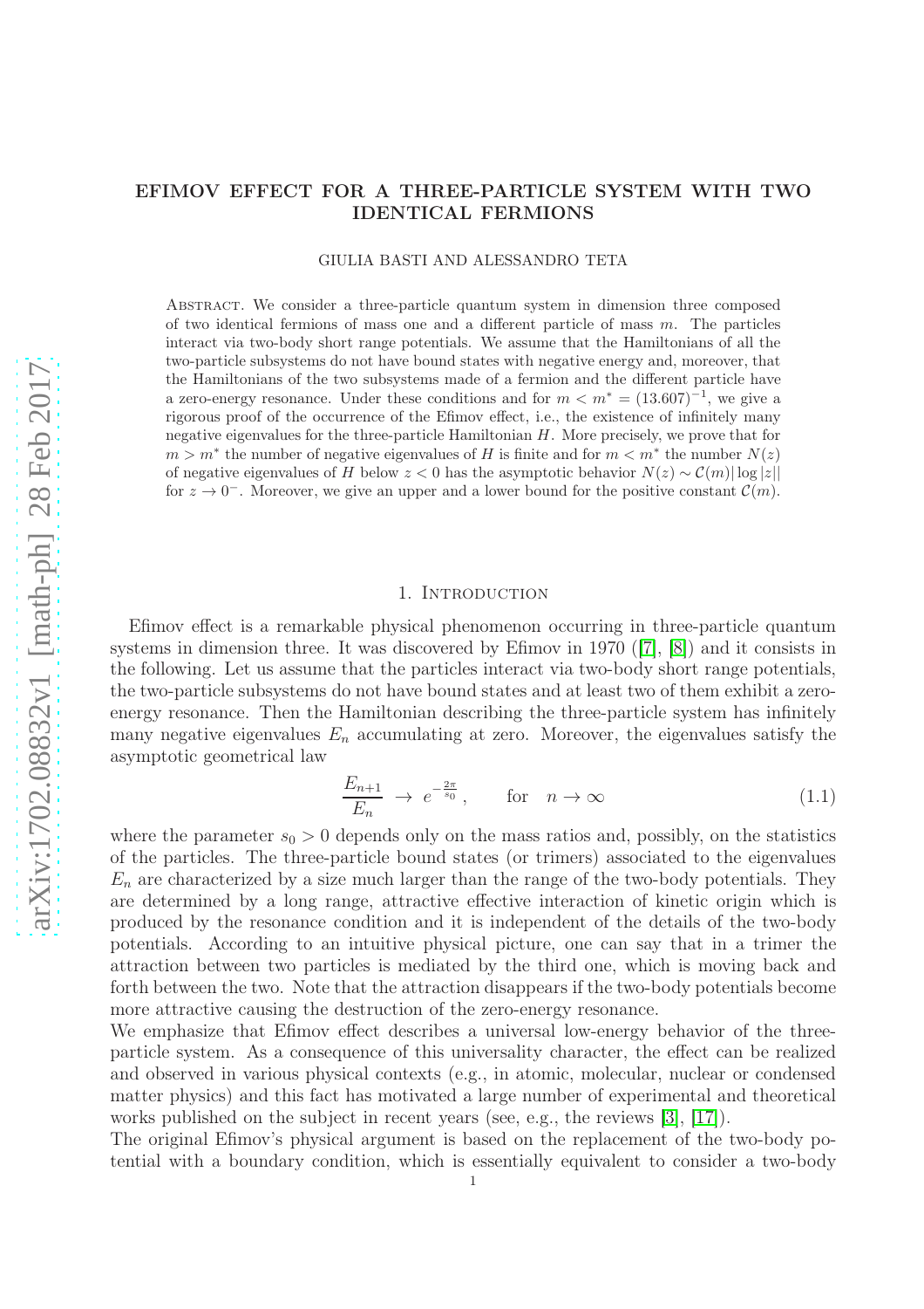# EFIMOV EFFECT FOR A THREE-PARTICLE SYSTEM WITH TWO IDENTICAL FERMIONS

GIULIA BASTI AND ALESSANDRO TETA

Abstract. We consider a three-particle quantum system in dimension three composed of two identical fermions of mass one and a different particle of mass $m$. The particles interact via two-body short range potentials. We assume that the Hamiltonians of all the two-particle subsystems do not have bound states with negative energy and, moreover, that the Hamiltonians of the two subsystems made of a fermion and the different particle have a zero-energy resonance. Under these conditions and for $m < m^* = (13.607)^{-1}$, we give a rigorous proof of the occurrence of the Efimov effect, i.e., the existence of infinitely many negative eigenvalues for the three-particle Hamiltonian $H$. More precisely, we prove that for $m > m^*$ the number of negative eigenvalues of $H$ is finite and for $m < m^*$ the number $N(z)$ of negative eigenvalues of $H$ below $z < 0$ has the asymptotic behavior $N(z) \sim \mathcal{C}(m)|\log|z||$ for $z \to 0^-$. Moreover, we give an upper and a lower bound for the positive constant $\mathcal{C}(m)$.

## 1. Introduction

Efimov effect is a remarkable physical phenomenon occurring in three-particle quantum systems in dimension three. It was discovered by Efimov in 1970 ([7], [8]) and it consists in the following. Let us assume that the particles interact via two-body short range potentials, the two-particle subsystems do not have bound states and at least two of them exhibit a zero-energy resonance. Then the Hamiltonian describing the three-particle system has infinitely many negative eigenvalues $E_n$ accumulating at zero. Moreover, the eigenvalues satisfy the asymptotic geometrical law

$$\frac{E_{n+1}}{E_n} \to e^{-\frac{2\pi}{s_0}}, \qquad \text{for} \quad n \to \infty \tag{1.1}$$

where the parameter $s_0 > 0$ depends only on the mass ratios and, possibly, on the statistics of the particles. The three-particle bound states (or trimers) associated to the eigenvalues $E_n$ are characterized by a size much larger than the range of the two-body potentials. They are determined by a long range, attractive effective interaction of kinetic origin which is produced by the resonance condition and it is independent of the details of the two-body potentials. According to an intuitive physical picture, one can say that in a trimer the attraction between two particles is mediated by the third one, which is moving back and forth between the two. Note that the attraction disappears if the two-body potentials become more attractive causing the destruction of the zero-energy resonance.

We emphasize that Efimov effect describes a universal low-energy behavior of the three-particle system. As a consequence of this universality character, the effect can be realized and observed in various physical contexts (e.g., in atomic, molecular, nuclear or condensed matter physics) and this fact has motivated a large number of experimental and theoretical works published on the subject in recent years (see, e.g., the reviews [3], [17]).

The original Efimov's physical argument is based on the replacement of the two-body potential with a boundary condition, which is essentially equivalent to consider a two-body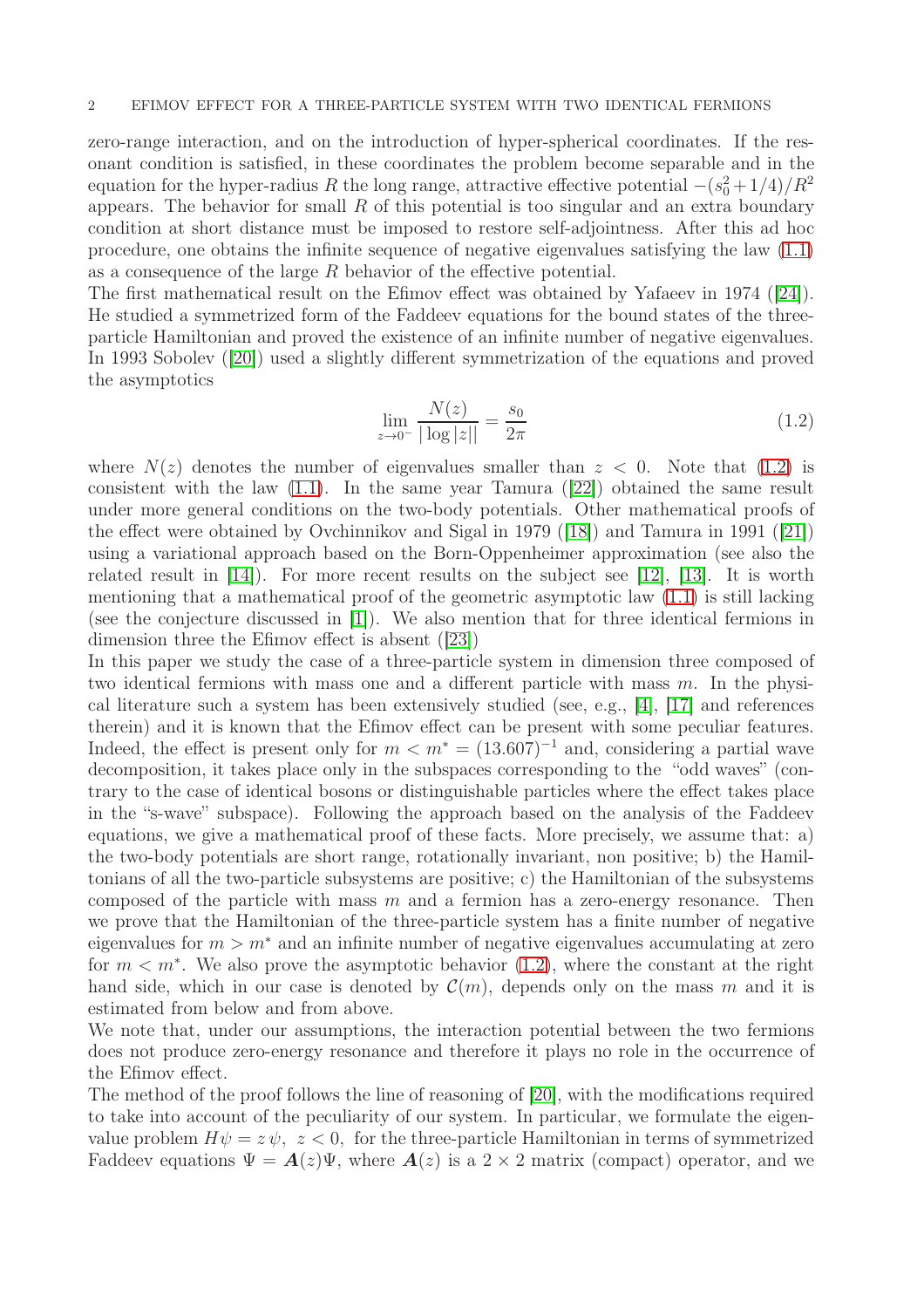zero-range interaction, and on the introduction of hyper-spherical coordinates. If the resonant condition is satisfied, in these coordinates the problem become separable and in the equation for the hyper-radius $R$ the long range, attractive effective potential $-(s_0^2+1/4)/R^2$ appears. The behavior for small $R$ of this potential is too singular and an extra boundary condition at short distance must be imposed to restore self-adjointness. After this ad hoc procedure, one obtains the infinite sequence of negative eigenvalues satisfying the law (1.1) as a consequence of the large $R$ behavior of the effective potential.

The first mathematical result on the Efimov effect was obtained by Yafaeev in 1974 ([24]). He studied a symmetrized form of the Faddeev equations for the bound states of the three-particle Hamiltonian and proved the existence of an infinite number of negative eigenvalues. In 1993 Sobolev ([20]) used a slightly different symmetrization of the equations and proved the asymptotics

$$\lim_{z\to 0^-} \frac{N(z)}{|\log|z||} = \frac{s_0}{2\pi} \tag{1.2}$$

where $N(z)$ denotes the number of eigenvalues smaller than $z < 0$. Note that (1.2) is consistent with the law (1.1). In the same year Tamura ([22]) obtained the same result under more general conditions on the two-body potentials. Other mathematical proofs of the effect were obtained by Ovchinnikov and Sigal in 1979 ([18]) and Tamura in 1991 ([21]) using a variational approach based on the Born-Oppenheimer approximation (see also the related result in [14]). For more recent results on the subject see [12], [13]. It is worth mentioning that a mathematical proof of the geometric asymptotic law (1.1) is still lacking (see the conjecture discussed in [1]). We also mention that for three identical fermions in dimension three the Efimov effect is absent ([23])

In this paper we study the case of a three-particle system in dimension three composed of two identical fermions with mass one and a different particle with mass $m$. In the physical literature such a system has been extensively studied (see, e.g., [4], [17] and references therein) and it is known that the Efimov effect can be present with some peculiar features. Indeed, the effect is present only for $m < m^* = (13.607)^{-1}$ and, considering a partial wave decomposition, it takes place only in the subspaces corresponding to the "odd waves" (contrary to the case of identical bosons or distinguishable particles where the effect takes place in the "s-wave" subspace). Following the approach based on the analysis of the Faddeev equations, we give a mathematical proof of these facts. More precisely, we assume that: a) the two-body potentials are short range, rotationally invariant, non positive; b) the Hamiltonians of all the two-particle subsystems are positive; c) the Hamiltonian of the subsystems composed of the particle with mass $m$ and a fermion has a zero-energy resonance. Then we prove that the Hamiltonian of the three-particle system has a finite number of negative eigenvalues for $m > m^*$ and an infinite number of negative eigenvalues accumulating at zero for $m < m^*$. We also prove the asymptotic behavior (1.2), where the constant at the right hand side, which in our case is denoted by $\mathcal{C}(m)$, depends only on the mass $m$ and it is estimated from below and from above.

We note that, under our assumptions, the interaction potential between the two fermions does not produce zero-energy resonance and therefore it plays no role in the occurrence of the Efimov effect.

The method of the proof follows the line of reasoning of [20], with the modifications required to take into account of the peculiarity of our system. In particular, we formulate the eigenvalue problem $H\psi = z\,\psi,\ z < 0$, for the three-particle Hamiltonian in terms of symmetrized Faddeev equations $\Psi = \boldsymbol{A}(z)\Psi$, where $\boldsymbol{A}(z)$ is a $2 \times 2$ matrix (compact) operator, and we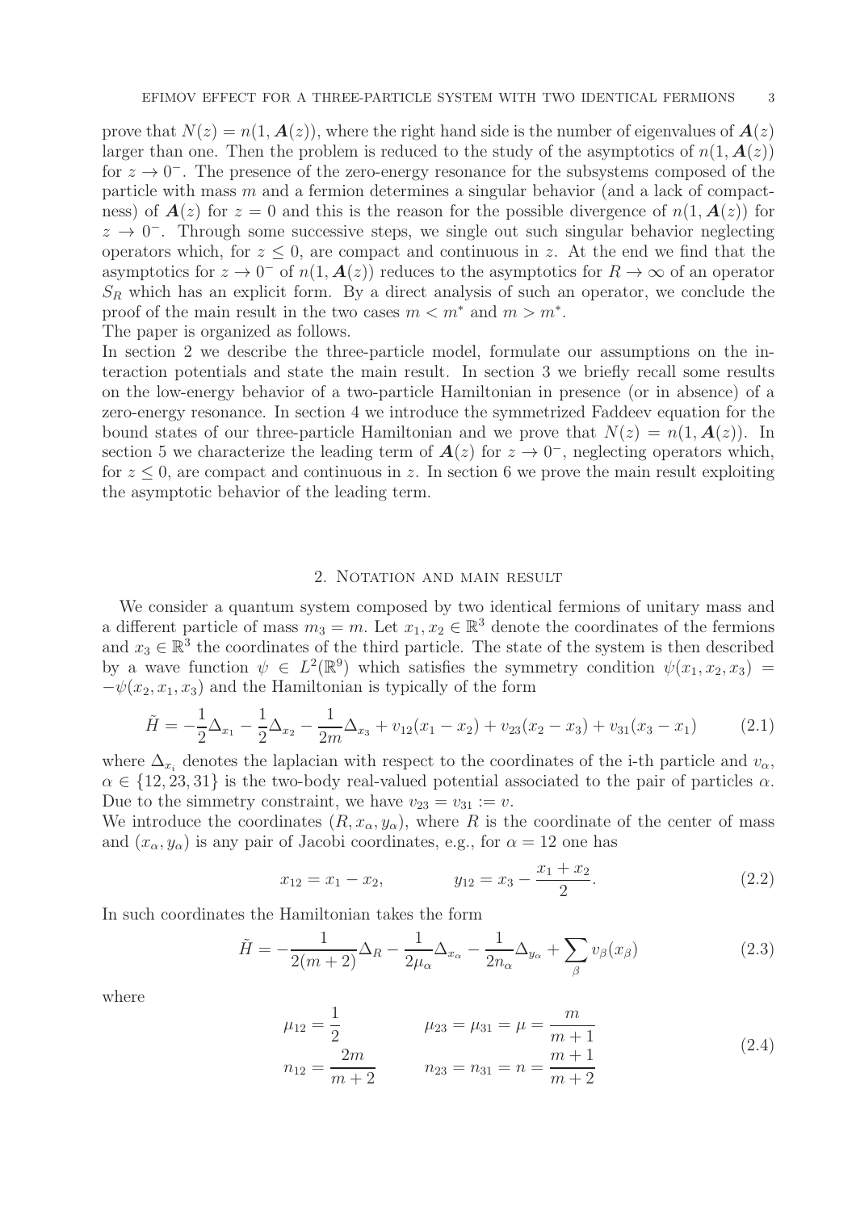prove that $N(z) = n(1, \boldsymbol{A}(z))$, where the right hand side is the number of eigenvalues of $\boldsymbol{A}(z)$ larger than one. Then the problem is reduced to the study of the asymptotics of $n(1, \boldsymbol{A}(z))$ for $z \to 0^-$. The presence of the zero-energy resonance for the subsystems composed of the particle with mass $m$ and a fermion determines a singular behavior (and a lack of compactness) of $\boldsymbol{A}(z)$ for $z = 0$ and this is the reason for the possible divergence of $n(1, \boldsymbol{A}(z))$ for $z \to 0^-$. Through some successive steps, we single out such singular behavior neglecting operators which, for $z \leq 0$, are compact and continuous in $z$. At the end we find that the asymptotics for $z \to 0^-$ of $n(1, \boldsymbol{A}(z))$ reduces to the asymptotics for $R \to \infty$ of an operator $S_R$ which has an explicit form. By a direct analysis of such an operator, we conclude the proof of the main result in the two cases $m < m^*$ and $m > m^*$.

The paper is organized as follows.

In section 2 we describe the three-particle model, formulate our assumptions on the interaction potentials and state the main result. In section 3 we briefly recall some results on the low-energy behavior of a two-particle Hamiltonian in presence (or in absence) of a zero-energy resonance. In section 4 we introduce the symmetrized Faddeev equation for the bound states of our three-particle Hamiltonian and we prove that $N(z) = n(1, \boldsymbol{A}(z))$. In section 5 we characterize the leading term of $\boldsymbol{A}(z)$ for $z \to 0^-$, neglecting operators which, for $z \leq 0$, are compact and continuous in $z$. In section 6 we prove the main result exploiting the asymptotic behavior of the leading term.

## 2. Notation and main result

We consider a quantum system composed by two identical fermions of unitary mass and a different particle of mass $m_3 = m$. Let $x_1, x_2 \in \mathbb{R}^3$ denote the coordinates of the fermions and $x_3 \in \mathbb{R}^3$ the coordinates of the third particle. The state of the system is then described by a wave function $\psi \in L^2(\mathbb{R}^9)$ which satisfies the symmetry condition $\psi(x_1, x_2, x_3) = -\psi(x_2, x_1, x_3)$ and the Hamiltonian is typically of the form

$$\tilde{H} = -\frac{1}{2}\Delta_{x_1} - \frac{1}{2}\Delta_{x_2} - \frac{1}{2m}\Delta_{x_3} + v_{12}(x_1 - x_2) + v_{23}(x_2 - x_3) + v_{31}(x_3 - x_1) \tag{2.1}$$

where $\Delta_{x_i}$ denotes the laplacian with respect to the coordinates of the i-th particle and $v_\alpha$, $\alpha \in \{12, 23, 31\}$ is the two-body real-valued potential associated to the pair of particles $\alpha$. Due to the simmetry constraint, we have $v_{23} = v_{31} := v$.

We introduce the coordinates $(R, x_\alpha, y_\alpha)$, where $R$ is the coordinate of the center of mass and $(x_\alpha, y_\alpha)$ is any pair of Jacobi coordinates, e.g., for $\alpha = 12$ one has

$$x_{12} = x_1 - x_2, \qquad\qquad y_{12} = x_3 - \frac{x_1 + x_2}{2}. \tag{2.2}$$

In such coordinates the Hamiltonian takes the form

$$\tilde{H} = -\frac{1}{2(m+2)}\Delta_R - \frac{1}{2\mu_\alpha}\Delta_{x_\alpha} - \frac{1}{2n_\alpha}\Delta_{y_\alpha} + \sum_\beta v_\beta(x_\beta) \tag{2.3}$$

where

$$\begin{aligned} \mu_{12} &= \frac{1}{2} \qquad\qquad \mu_{23} = \mu_{31} = \mu = \frac{m}{m+1} \\ n_{12} &= \frac{2m}{m+2} \qquad\quad n_{23} = n_{31} = n = \frac{m+1}{m+2} \end{aligned} \tag{2.4}$$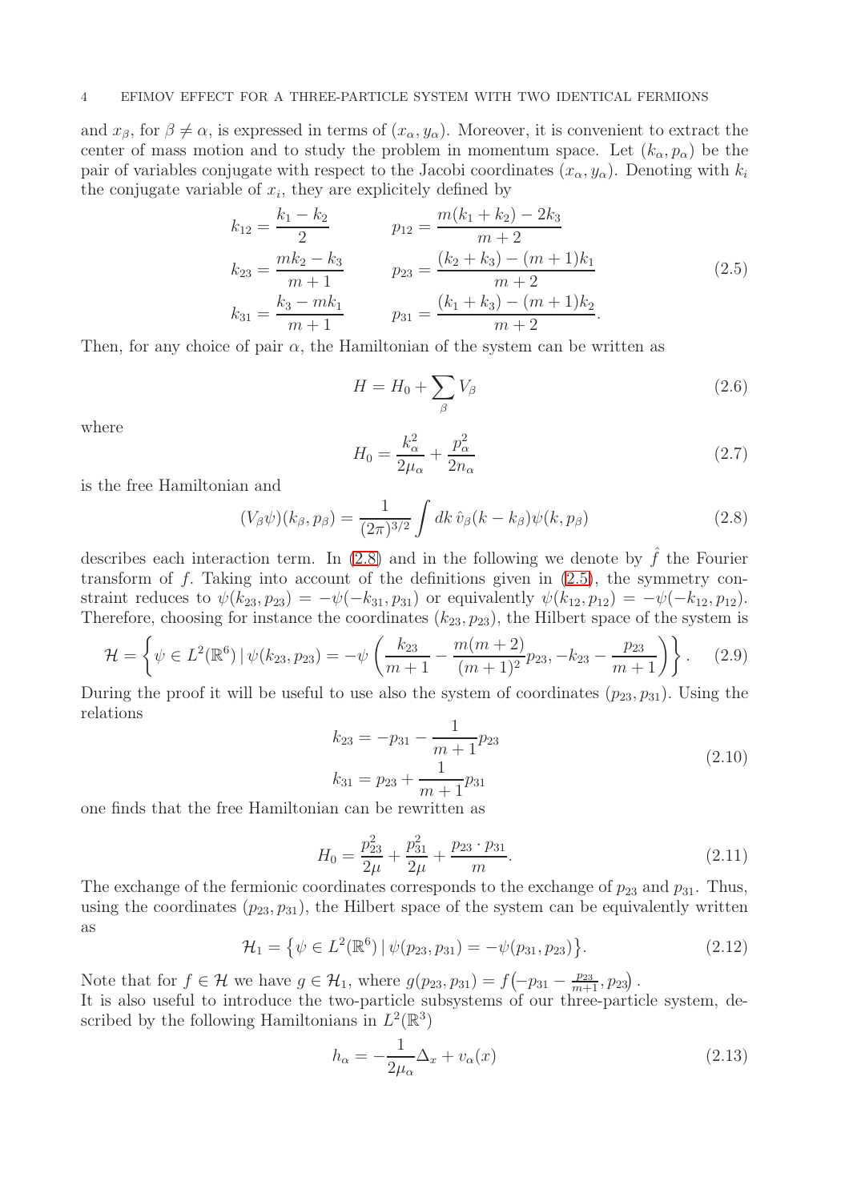and $x_\beta$, for $\beta \neq \alpha$, is expressed in terms of $(x_\alpha, y_\alpha)$. Moreover, it is convenient to extract the center of mass motion and to study the problem in momentum space. Let $(k_\alpha, p_\alpha)$ be the pair of variables conjugate with respect to the Jacobi coordinates $(x_\alpha, y_\alpha)$. Denoting with $k_i$ the conjugate variable of $x_i$, they are explicitely defined by

$$
\begin{aligned}
k_{12} &= \frac{k_1 - k_2}{2} & p_{12} &= \frac{m(k_1 + k_2) - 2k_3}{m+2} \\
k_{23} &= \frac{mk_2 - k_3}{m+1} & p_{23} &= \frac{(k_2 + k_3) - (m+1)k_1}{m+2} \\
k_{31} &= \frac{k_3 - mk_1}{m+1} & p_{31} &= \frac{(k_1 + k_3) - (m+1)k_2}{m+2}.
\end{aligned}
\tag{2.5}
$$

Then, for any choice of pair $\alpha$, the Hamiltonian of the system can be written as

$$
H = H_0 + \sum_\beta V_\beta \tag{2.6}
$$

where

$$
H_0 = \frac{k_\alpha^2}{2\mu_\alpha} + \frac{p_\alpha^2}{2n_\alpha} \tag{2.7}
$$

is the free Hamiltonian and

$$
(V_\beta \psi)(k_\beta, p_\beta) = \frac{1}{(2\pi)^{3/2}} \int dk \, \hat{v}_\beta(k - k_\beta) \psi(k, p_\beta) \tag{2.8}
$$

describes each interaction term. In (2.8) and in the following we denote by $\hat{f}$ the Fourier transform of $f$. Taking into account of the definitions given in (2.5), the symmetry constraint reduces to $\psi(k_{23}, p_{23}) = -\psi(-k_{31}, p_{31})$ or equivalently $\psi(k_{12}, p_{12}) = -\psi(-k_{12}, p_{12})$. Therefore, choosing for instance the coordinates $(k_{23}, p_{23})$, the Hilbert space of the system is

$$
\mathcal{H} = \left\{ \psi \in L^2(\mathbb{R}^6) \,|\, \psi(k_{23}, p_{23}) = -\psi\left( \frac{k_{23}}{m+1} - \frac{m(m+2)}{(m+1)^2} p_{23}, -k_{23} - \frac{p_{23}}{m+1} \right) \right\}. \tag{2.9}
$$

During the proof it will be useful to use also the system of coordinates $(p_{23}, p_{31})$. Using the relations

$$
\begin{aligned}
k_{23} &= -p_{31} - \frac{1}{m+1} p_{23} \\
k_{31} &= p_{23} + \frac{1}{m+1} p_{31}
\end{aligned}
\tag{2.10}
$$

one finds that the free Hamiltonian can be rewritten as

$$
H_0 = \frac{p_{23}^2}{2\mu} + \frac{p_{31}^2}{2\mu} + \frac{p_{23} \cdot p_{31}}{m}. \tag{2.11}
$$

The exchange of the fermionic coordinates corresponds to the exchange of $p_{23}$ and $p_{31}$. Thus, using the coordinates $(p_{23}, p_{31})$, the Hilbert space of the system can be equivalently written as

$$
\mathcal{H}_1 = \left\{ \psi \in L^2(\mathbb{R}^6) \,|\, \psi(p_{23}, p_{31}) = -\psi(p_{31}, p_{23}) \right\}. \tag{2.12}
$$

Note that for $f \in \mathcal{H}$ we have $g \in \mathcal{H}_1$, where $g(p_{23}, p_{31}) = f\left(-p_{31} - \frac{p_{23}}{m+1}, p_{23}\right)$.
It is also useful to introduce the two-particle subsystems of our three-particle system, described by the following Hamiltonians in $L^2(\mathbb{R}^3)$

$$
h_\alpha = -\frac{1}{2\mu_\alpha} \Delta_x + v_\alpha(x) \tag{2.13}
$$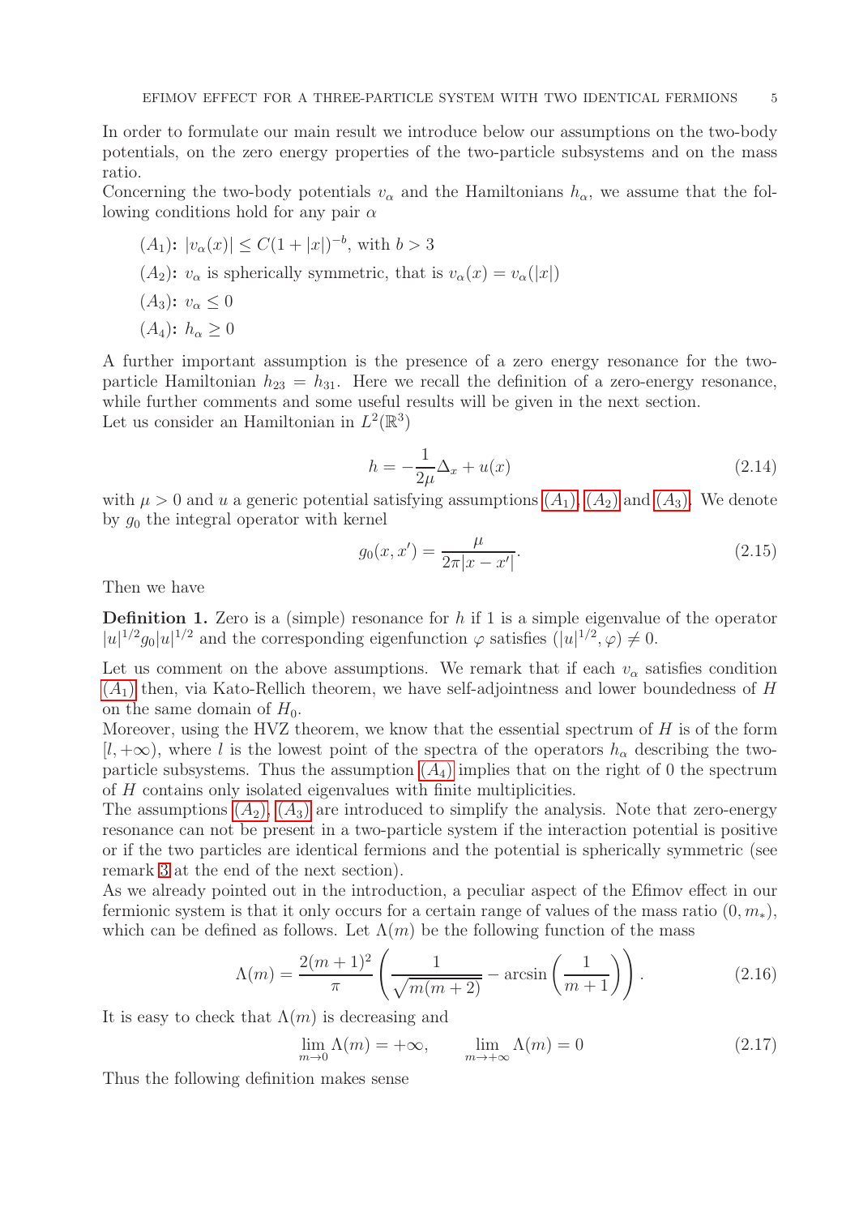In order to formulate our main result we introduce below our assumptions on the two-body potentials, on the zero energy properties of the two-particle subsystems and on the mass ratio.
Concerning the two-body potentials $v_\alpha$ and the Hamiltonians $h_\alpha$, we assume that the following conditions hold for any pair $\alpha$

- $(A_1)$: $|v_\alpha(x)| \leq C(1+|x|)^{-b}$, with $b > 3$
- $(A_2)$: $v_\alpha$ is spherically symmetric, that is $v_\alpha(x) = v_\alpha(|x|)$
- $(A_3)$: $v_\alpha \leq 0$
- $(A_4)$: $h_\alpha \geq 0$

A further important assumption is the presence of a zero energy resonance for the two-particle Hamiltonian $h_{23} = h_{31}$. Here we recall the definition of a zero-energy resonance, while further comments and some useful results will be given in the next section.
Let us consider an Hamiltonian in $L^2(\mathbb{R}^3)$

$$h = -\frac{1}{2\mu}\Delta_x + u(x) \tag{2.14}$$

with $\mu > 0$ and $u$ a generic potential satisfying assumptions $(A_1)$, $(A_2)$ and $(A_3)$. We denote by $g_0$ the integral operator with kernel

$$g_0(x,x') = \frac{\mu}{2\pi|x-x'|}. \tag{2.15}$$

Then we have

**Definition 1.** Zero is a (simple) resonance for $h$ if 1 is a simple eigenvalue of the operator $|u|^{1/2} g_0 |u|^{1/2}$ and the corresponding eigenfunction $\varphi$ satisfies $(|u|^{1/2}, \varphi) \neq 0$.

Let us comment on the above assumptions. We remark that if each $v_\alpha$ satisfies condition $(A_1)$ then, via Kato-Rellich theorem, we have self-adjointness and lower boundedness of $H$ on the same domain of $H_0$.
Moreover, using the HVZ theorem, we know that the essential spectrum of $H$ is of the form $[l, +\infty)$, where $l$ is the lowest point of the spectra of the operators $h_\alpha$ describing the two-particle subsystems. Thus the assumption $(A_4)$ implies that on the right of 0 the spectrum of $H$ contains only isolated eigenvalues with finite multiplicities.
The assumptions $(A_2)$, $(A_3)$ are introduced to simplify the analysis. Note that zero-energy resonance can not be present in a two-particle system if the interaction potential is positive or if the two particles are identical fermions and the potential is spherically symmetric (see remark 3 at the end of the next section).
As we already pointed out in the introduction, a peculiar aspect of the Efimov effect in our fermionic system is that it only occurs for a certain range of values of the mass ratio $(0, m_*)$, which can be defined as follows. Let $\Lambda(m)$ be the following function of the mass

$$\Lambda(m) = \frac{2(m+1)^2}{\pi}\left(\frac{1}{\sqrt{m(m+2)}} - \arcsin\left(\frac{1}{m+1}\right)\right). \tag{2.16}$$

It is easy to check that $\Lambda(m)$ is decreasing and

$$\lim_{m\to 0}\Lambda(m) = +\infty, \qquad \lim_{m\to+\infty}\Lambda(m) = 0 \tag{2.17}$$

Thus the following definition makes sense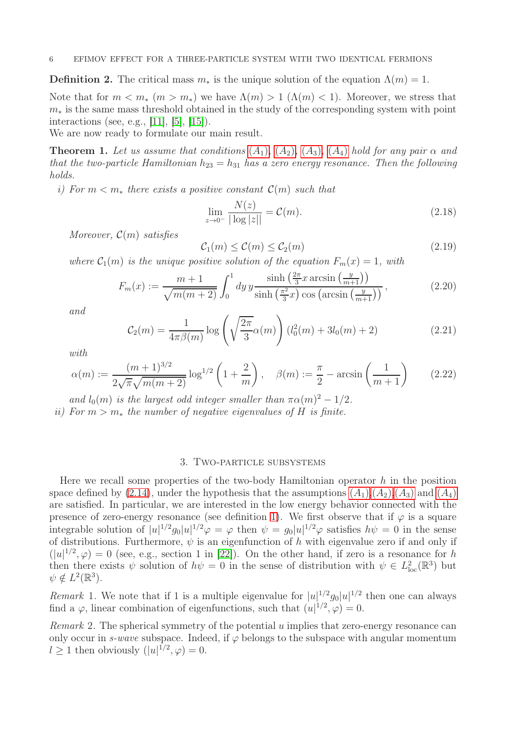**Definition 2.** The critical mass $m_*$ is the unique solution of the equation $\Lambda(m) = 1$.

Note that for $m < m_*$ ($m > m_*$) we have $\Lambda(m) > 1$ ($\Lambda(m) < 1$). Moreover, we stress that $m_*$ is the same mass threshold obtained in the study of the corresponding system with point interactions (see, e.g., [11], [5], [15]).

We are now ready to formulate our main result.

**Theorem 1.** *Let us assume that conditions $(A_1)$, $(A_2)$, $(A_3)$, $(A_4)$ hold for any pair $\alpha$ and that the two-particle Hamiltonian $h_{23} = h_{31}$ has a zero energy resonance. Then the following holds.*

*i) For $m < m_*$ there exists a positive constant $\mathcal{C}(m)$ such that*

$$\lim_{z \to 0^-} \frac{N(z)}{|\log |z||} = \mathcal{C}(m). \tag{2.18}$$

*Moreover, $\mathcal{C}(m)$ satisfies*

$$\mathcal{C}_1(m) \leq \mathcal{C}(m) \leq \mathcal{C}_2(m) \tag{2.19}$$

*where $\mathcal{C}_1(m)$ is the unique positive solution of the equation $F_m(x) = 1$, with*

$$F_m(x) := \frac{m+1}{\sqrt{m(m+2)}} \int_0^1 dy \, y \frac{\sinh\left(\frac{2\pi}{3} x \arcsin\left(\frac{y}{m+1}\right)\right)}{\sinh\left(\frac{\pi^2}{3} x\right) \cos\left(\arcsin\left(\frac{y}{m+1}\right)\right)}, \tag{2.20}$$

*and*

$$\mathcal{C}_2(m) = \frac{1}{4\pi \beta(m)} \log\left(\sqrt{\frac{2\pi}{3}} \alpha(m)\right) (l_0^2(m) + 3 l_0(m) + 2) \tag{2.21}$$

*with*

$$\alpha(m) := \frac{(m+1)^{3/2}}{2\sqrt{\pi}\sqrt{m(m+2)}} \log^{1/2}\left(1 + \frac{2}{m}\right), \quad \beta(m) := \frac{\pi}{2} - \arcsin\left(\frac{1}{m+1}\right) \tag{2.22}$$

*and $l_0(m)$ is the largest odd integer smaller than $\pi \alpha(m)^2 - 1/2$.*

*ii) For $m > m_*$ the number of negative eigenvalues of $H$ is finite.*

## 3. Two-particle subsystems

Here we recall some properties of the two-body Hamiltonian operator $h$ in the position space defined by (2.14), under the hypothesis that the assumptions $(A_1)$,$(A_2)$,$(A_3)$ and $(A_4)$ are satisfied. In particular, we are interested in the low energy behavior connected with the presence of zero-energy resonance (see definition 1). We first observe that if $\varphi$ is a square integrable solution of $|u|^{1/2} g_0 |u|^{1/2} \varphi = \varphi$ then $\psi = g_0 |u|^{1/2} \varphi$ satisfies $h\psi = 0$ in the sense of distributions. Furthermore, $\psi$ is an eigenfunction of $h$ with eigenvalue zero if and only if $(|u|^{1/2}, \varphi) = 0$ (see, e.g., section 1 in [22]). On the other hand, if zero is a resonance for $h$ then there exists $\psi$ solution of $h\psi = 0$ in the sense of distribution with $\psi \in L^2_{\text{loc}}(\mathbb{R}^3)$ but $\psi \notin L^2(\mathbb{R}^3)$.

*Remark* 1. We note that if 1 is a multiple eigenvalue for $|u|^{1/2} g_0 |u|^{1/2}$ then one can always find a $\varphi$, linear combination of eigenfunctions, such that $(u|^{1/2}, \varphi) = 0$.

*Remark* 2. The spherical symmetry of the potential $u$ implies that zero-energy resonance can only occur in *s-wave* subspace. Indeed, if $\varphi$ belongs to the subspace with angular momentum $l \geq 1$ then obviously $(|u|^{1/2}, \varphi) = 0$.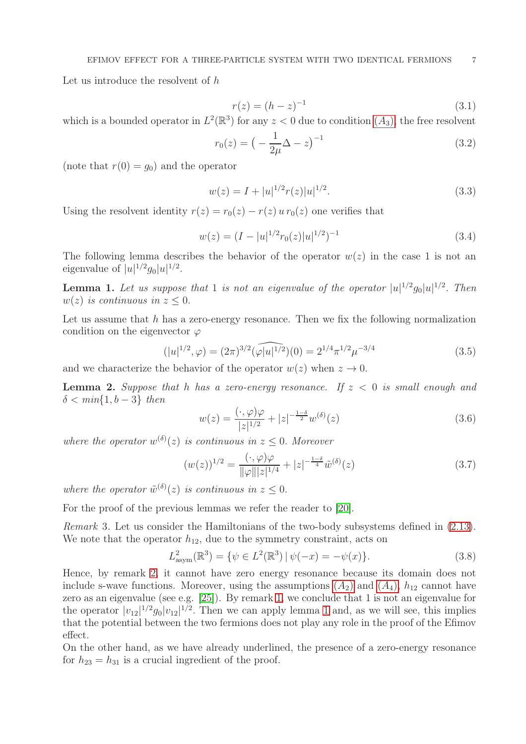Let us introduce the resolvent of $h$

$$r(z) = (h - z)^{-1} \tag{3.1}$$

which is a bounded operator in $L^2(\mathbb{R}^3)$ for any $z < 0$ due to condition $(A_3)$, the free resolvent

$$r_0(z) = \big( -\frac{1}{2\mu}\Delta - z\big)^{-1} \tag{3.2}$$

(note that $r(0) = g_0$) and the operator

$$w(z) = I + |u|^{1/2} r(z) |u|^{1/2}. \tag{3.3}$$

Using the resolvent identity $r(z) = r_0(z) - r(z)\, u\, r_0(z)$ one verifies that

$$w(z) = (I - |u|^{1/2} r_0(z) |u|^{1/2})^{-1} \tag{3.4}$$

The following lemma describes the behavior of the operator $w(z)$ in the case 1 is not an eigenvalue of $|u|^{1/2} g_0 |u|^{1/2}$.

**Lemma 1.** *Let us suppose that* 1 *is not an eigenvalue of the operator* $|u|^{1/2} g_0 |u|^{1/2}$. *Then* $w(z)$ *is continuous in* $z \leq 0$.

Let us assume that $h$ has a zero-energy resonance. Then we fix the following normalization condition on the eigenvector $\varphi$

$$(|u|^{1/2}, \varphi) = (2\pi)^{3/2} \widehat{(\varphi |u|^{1/2})}(0) = 2^{1/4} \pi^{1/2} \mu^{-3/4} \tag{3.5}$$

and we characterize the behavior of the operator $w(z)$ when $z \to 0$.

**Lemma 2.** *Suppose that* $h$ *has a zero-energy resonance. If* $z < 0$ *is small enough and* $\delta < min\{1, b-3\}$ *then*

$$w(z) = \frac{(\cdot, \varphi)\varphi}{|z|^{1/2}} + |z|^{-\frac{1-\delta}{2}} w^{(\delta)}(z) \tag{3.6}$$

*where the operator* $w^{(\delta)}(z)$ *is continuous in* $z \leq 0$. *Moreover*

$$(w(z))^{1/2} = \frac{(\cdot, \varphi)\varphi}{\|\varphi\| |z|^{1/4}} + |z|^{-\frac{1-\delta}{4}} \tilde{w}^{(\delta)}(z) \tag{3.7}$$

*where the operator* $\tilde{w}^{(\delta)}(z)$ *is continuous in* $z \leq 0$.

For the proof of the previous lemmas we refer the reader to [20].

*Remark* 3. Let us consider the Hamiltonians of the two-body subsystems defined in (2.13). We note that the operator $h_{12}$, due to the symmetry constraint, acts on

$$L^2_{\text{asym}}(\mathbb{R}^3) = \{\psi \in L^2(\mathbb{R}^3) \,|\, \psi(-x) = -\psi(x)\}. \tag{3.8}$$

Hence, by remark 2, it cannot have zero energy resonance because its domain does not include s-wave functions. Moreover, using the assumptions $(A_2)$ and $(A_4)$, $h_{12}$ cannot have zero as an eigenvalue (see e.g. [25]). By remark 1, we conclude that 1 is not an eigenvalue for the operator $|v_{12}|^{1/2} g_0 |v_{12}|^{1/2}$. Then we can apply lemma 1 and, as we will see, this implies that the potential between the two fermions does not play any role in the proof of the Efimov effect.

On the other hand, as we have already underlined, the presence of a zero-energy resonance for $h_{23} = h_{31}$ is a crucial ingredient of the proof.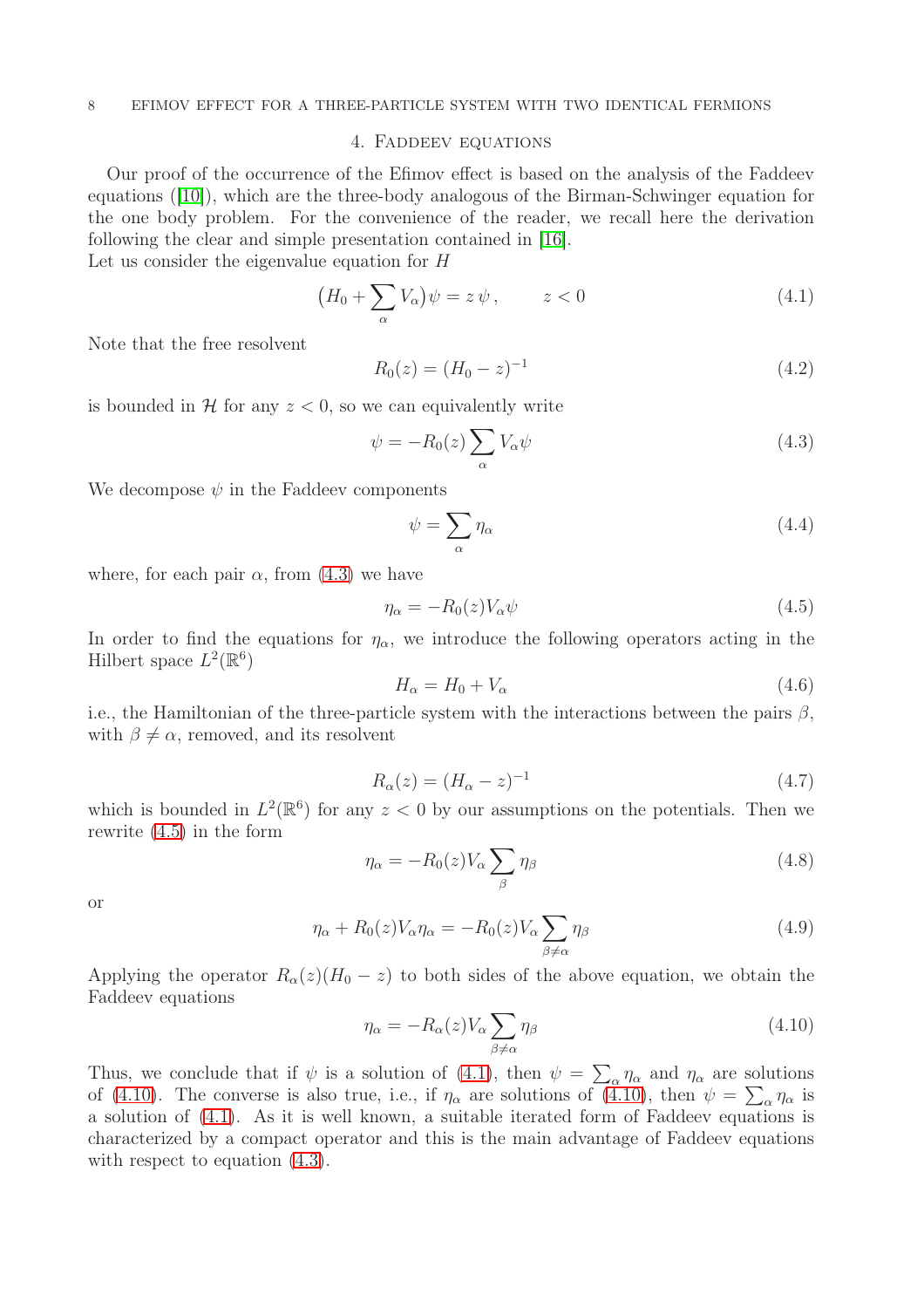## 4. Faddeev equations

Our proof of the occurrence of the Efimov effect is based on the analysis of the Faddeev equations ([10]), which are the three-body analogous of the Birman-Schwinger equation for the one body problem. For the convenience of the reader, we recall here the derivation following the clear and simple presentation contained in [16].

Let us consider the eigenvalue equation for $H$

$$\big(H_0 + \sum_{\alpha} V_\alpha\big)\psi = z\,\psi\,, \qquad z<0 \tag{4.1}$$

Note that the free resolvent

$$R_0(z) = (H_0 - z)^{-1} \tag{4.2}$$

is bounded in $\mathcal{H}$ for any $z<0$, so we can equivalently write

$$\psi = -R_0(z)\sum_{\alpha} V_\alpha \psi \tag{4.3}$$

We decompose $\psi$ in the Faddeev components

$$\psi = \sum_{\alpha} \eta_\alpha \tag{4.4}$$

where, for each pair $\alpha$, from (4.3) we have

$$\eta_\alpha = -R_0(z) V_\alpha \psi \tag{4.5}$$

In order to find the equations for $\eta_\alpha$, we introduce the following operators acting in the Hilbert space $L^2(\mathbb{R}^6)$

$$H_\alpha = H_0 + V_\alpha \tag{4.6}$$

i.e., the Hamiltonian of the three-particle system with the interactions between the pairs $\beta$, with $\beta \neq \alpha$, removed, and its resolvent

$$R_\alpha(z) = (H_\alpha - z)^{-1} \tag{4.7}$$

which is bounded in $L^2(\mathbb{R}^6)$ for any $z<0$ by our assumptions on the potentials. Then we rewrite (4.5) in the form

$$\eta_\alpha = -R_0(z) V_\alpha \sum_{\beta} \eta_\beta \tag{4.8}$$

or

$$\eta_\alpha + R_0(z)V_\alpha \eta_\alpha = -R_0(z) V_\alpha \sum_{\beta\neq\alpha} \eta_\beta \tag{4.9}$$

Applying the operator $R_\alpha(z)(H_0 - z)$ to both sides of the above equation, we obtain the Faddeev equations

$$\eta_\alpha = -R_\alpha(z) V_\alpha \sum_{\beta\neq\alpha} \eta_\beta \tag{4.10}$$

Thus, we conclude that if $\psi$ is a solution of (4.1), then $\psi = \sum_\alpha \eta_\alpha$ and $\eta_\alpha$ are solutions of (4.10). The converse is also true, i.e., if $\eta_\alpha$ are solutions of (4.10), then $\psi = \sum_\alpha \eta_\alpha$ is a solution of (4.1). As it is well known, a suitable iterated form of Faddeev equations is characterized by a compact operator and this is the main advantage of Faddeev equations with respect to equation (4.3).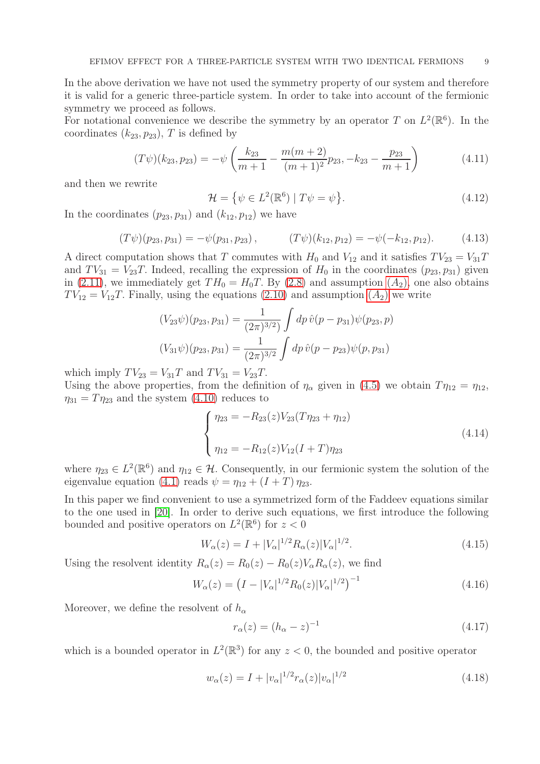In the above derivation we have not used the symmetry property of our system and therefore it is valid for a generic three-particle system. In order to take into account of the fermionic symmetry we proceed as follows.
For notational convenience we describe the symmetry by an operator $T$ on $L^2(\mathbb{R}^6)$. In the coordinates $(k_{23}, p_{23})$, $T$ is defined by

$$(T\psi)(k_{23}, p_{23}) = -\psi\left(\frac{k_{23}}{m+1} - \frac{m(m+2)}{(m+1)^2}p_{23}, -k_{23} - \frac{p_{23}}{m+1}\right) \tag{4.11}$$

and then we rewrite

$$\mathcal{H} = \left\{\psi \in L^2(\mathbb{R}^6) \mid T\psi = \psi\right\}. \tag{4.12}$$

In the coordinates $(p_{23}, p_{31})$ and $(k_{12}, p_{12})$ we have

$$(T\psi)(p_{23}, p_{31}) = -\psi(p_{31}, p_{23}), \qquad (T\psi)(k_{12}, p_{12}) = -\psi(-k_{12}, p_{12}). \tag{4.13}$$

A direct computation shows that $T$ commutes with $H_0$ and $V_{12}$ and it satisfies $TV_{23} = V_{31}T$ and $TV_{31} = V_{23}T$. Indeed, recalling the expression of $H_0$ in the coordinates $(p_{23}, p_{31})$ given in (2.11), we immediately get $TH_0 = H_0T$. By (2.8) and assumption $(A_2)$, one also obtains $TV_{12} = V_{12}T$. Finally, using the equations (2.10) and assumption $(A_2)$ we write

$$(V_{23}\psi)(p_{23}, p_{31}) = \frac{1}{(2\pi)^{3/2})}\int dp\,\hat{v}(p - p_{31})\psi(p_{23}, p)$$

$$(V_{31}\psi)(p_{23}, p_{31}) = \frac{1}{(2\pi)^{3/2}}\int dp\,\hat{v}(p - p_{23})\psi(p, p_{31})$$

which imply $TV_{23} = V_{31}T$ and $TV_{31} = V_{23}T$.
Using the above properties, from the definition of $\eta_\alpha$ given in (4.5) we obtain $T\eta_{12} = \eta_{12}$, $\eta_{31} = T\eta_{23}$ and the system (4.10) reduces to

$$\begin{cases} \eta_{23} = -R_{23}(z)V_{23}(T\eta_{23} + \eta_{12}) \\ \\ \eta_{12} = -R_{12}(z)V_{12}(I + T)\eta_{23} \end{cases} \tag{4.14}$$

where $\eta_{23} \in L^2(\mathbb{R}^6)$ and $\eta_{12} \in \mathcal{H}$. Consequently, in our fermionic system the solution of the eigenvalue equation (4.1) reads $\psi = \eta_{12} + (I + T)\,\eta_{23}$.

In this paper we find convenient to use a symmetrized form of the Faddeev equations similar to the one used in [20]. In order to derive such equations, we first introduce the following bounded and positive operators on $L^2(\mathbb{R}^6)$ for $z < 0$

$$W_\alpha(z) = I + |V_\alpha|^{1/2}R_\alpha(z)|V_\alpha|^{1/2}. \tag{4.15}$$

Using the resolvent identity $R_\alpha(z) = R_0(z) - R_0(z)V_\alpha R_\alpha(z)$, we find

$$W_\alpha(z) = \left(I - |V_\alpha|^{1/2}R_0(z)|V_\alpha|^{1/2}\right)^{-1} \tag{4.16}$$

Moreover, we define the resolvent of $h_\alpha$

$$r_\alpha(z) = (h_\alpha - z)^{-1} \tag{4.17}$$

which is a bounded operator in $L^2(\mathbb{R}^3)$ for any $z < 0$, the bounded and positive operator

$$w_\alpha(z) = I + |v_\alpha|^{1/2}r_\alpha(z)|v_\alpha|^{1/2} \tag{4.18}$$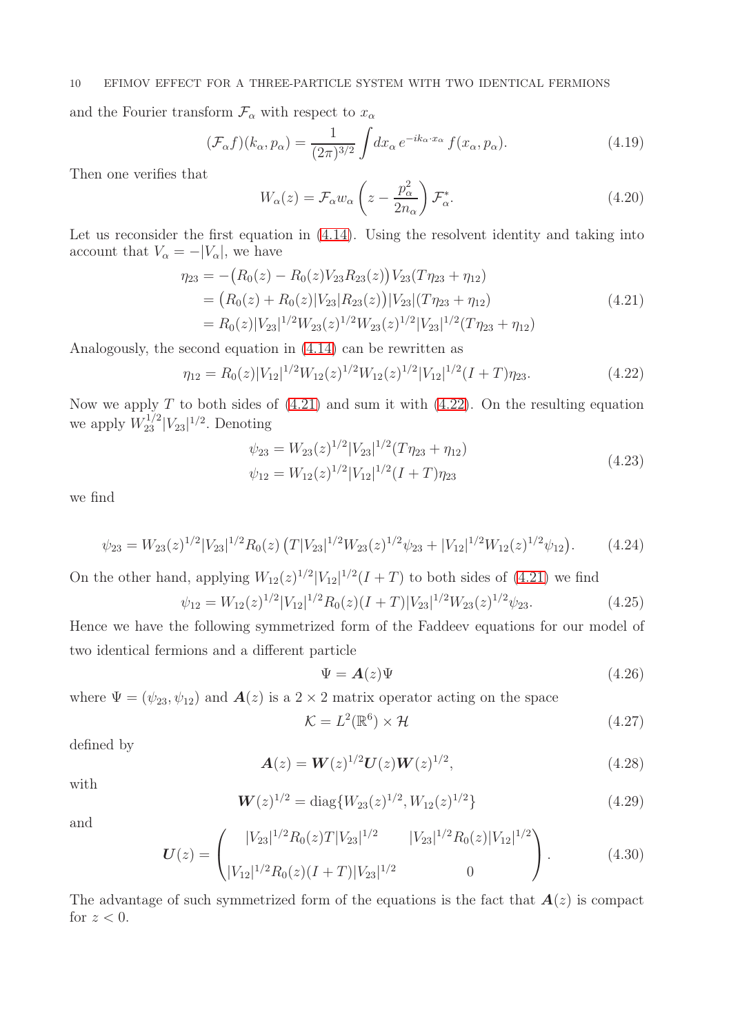and the Fourier transform $\mathcal{F}_\alpha$ with respect to $x_\alpha$

$$
(\mathcal{F}_\alpha f)(k_\alpha, p_\alpha) = \frac{1}{(2\pi)^{3/2}} \int dx_\alpha \, e^{-ik_\alpha \cdot x_\alpha} \, f(x_\alpha, p_\alpha). \tag{4.19}
$$

Then one verifies that

$$
W_\alpha(z) = \mathcal{F}_\alpha w_\alpha \left( z - \frac{p_\alpha^2}{2n_\alpha} \right) \mathcal{F}_\alpha^*. \tag{4.20}
$$

Let us reconsider the first equation in (4.14). Using the resolvent identity and taking into account that $V_\alpha = -|V_\alpha|$, we have

$$
\begin{aligned}
\eta_{23} &= -\big(R_0(z) - R_0(z) V_{23} R_{23}(z)\big) V_{23} (T\eta_{23} + \eta_{12}) \\
&= \big(R_0(z) + R_0(z)|V_{23}|R_{23}(z)\big)|V_{23}|(T\eta_{23} + \eta_{12}) \\
&= R_0(z)|V_{23}|^{1/2} W_{23}(z)^{1/2} W_{23}(z)^{1/2} |V_{23}|^{1/2} (T\eta_{23} + \eta_{12})
\end{aligned} \tag{4.21}
$$

Analogously, the second equation in (4.14) can be rewritten as

$$
\eta_{12} = R_0(z)|V_{12}|^{1/2} W_{12}(z)^{1/2} W_{12}(z)^{1/2} |V_{12}|^{1/2} (I + T)\eta_{23}. \tag{4.22}
$$

Now we apply $T$ to both sides of (4.21) and sum it with (4.22). On the resulting equation we apply $W_{23}^{1/2}|V_{23}|^{1/2}$. Denoting

$$
\begin{aligned}
\psi_{23} &= W_{23}(z)^{1/2}|V_{23}|^{1/2}(T\eta_{23} + \eta_{12}) \\
\psi_{12} &= W_{12}(z)^{1/2}|V_{12}|^{1/2}(I + T)\eta_{23}
\end{aligned} \tag{4.23}
$$

we find

$$
\psi_{23} = W_{23}(z)^{1/2}|V_{23}|^{1/2} R_0(z) \left( T|V_{23}|^{1/2} W_{23}(z)^{1/2} \psi_{23} + |V_{12}|^{1/2} W_{12}(z)^{1/2} \psi_{12} \right). \tag{4.24}
$$

On the other hand, applying $W_{12}(z)^{1/2}|V_{12}|^{1/2}(I + T)$ to both sides of (4.21) we find

$$
\psi_{12} = W_{12}(z)^{1/2}|V_{12}|^{1/2} R_0(z)(I + T)|V_{23}|^{1/2} W_{23}(z)^{1/2} \psi_{23}. \tag{4.25}
$$

Hence we have the following symmetrized form of the Faddeev equations for our model of two identical fermions and a different particle

$$
\Psi = \boldsymbol{A}(z)\Psi \tag{4.26}
$$

where $\Psi = (\psi_{23}, \psi_{12})$ and $\boldsymbol{A}(z)$ is a $2 \times 2$ matrix operator acting on the space

$$
\mathcal{K} = L^2(\mathbb{R}^6) \times \mathcal{H} \tag{4.27}
$$

defined by

$$
\boldsymbol{A}(z) = \boldsymbol{W}(z)^{1/2} \boldsymbol{U}(z) \boldsymbol{W}(z)^{1/2}, \tag{4.28}
$$

with

$$
\boldsymbol{W}(z)^{1/2} = \operatorname{diag}\{W_{23}(z)^{1/2}, W_{12}(z)^{1/2}\} \tag{4.29}
$$

and

$$
\boldsymbol{U}(z) = \begin{pmatrix} |V_{23}|^{1/2} R_0(z) T |V_{23}|^{1/2} & |V_{23}|^{1/2} R_0(z) |V_{12}|^{1/2} \\ |V_{12}|^{1/2} R_0(z)(I + T)|V_{23}|^{1/2} & 0 \end{pmatrix}. \tag{4.30}
$$

The advantage of such symmetrized form of the equations is the fact that $\boldsymbol{A}(z)$ is compact for $z < 0$.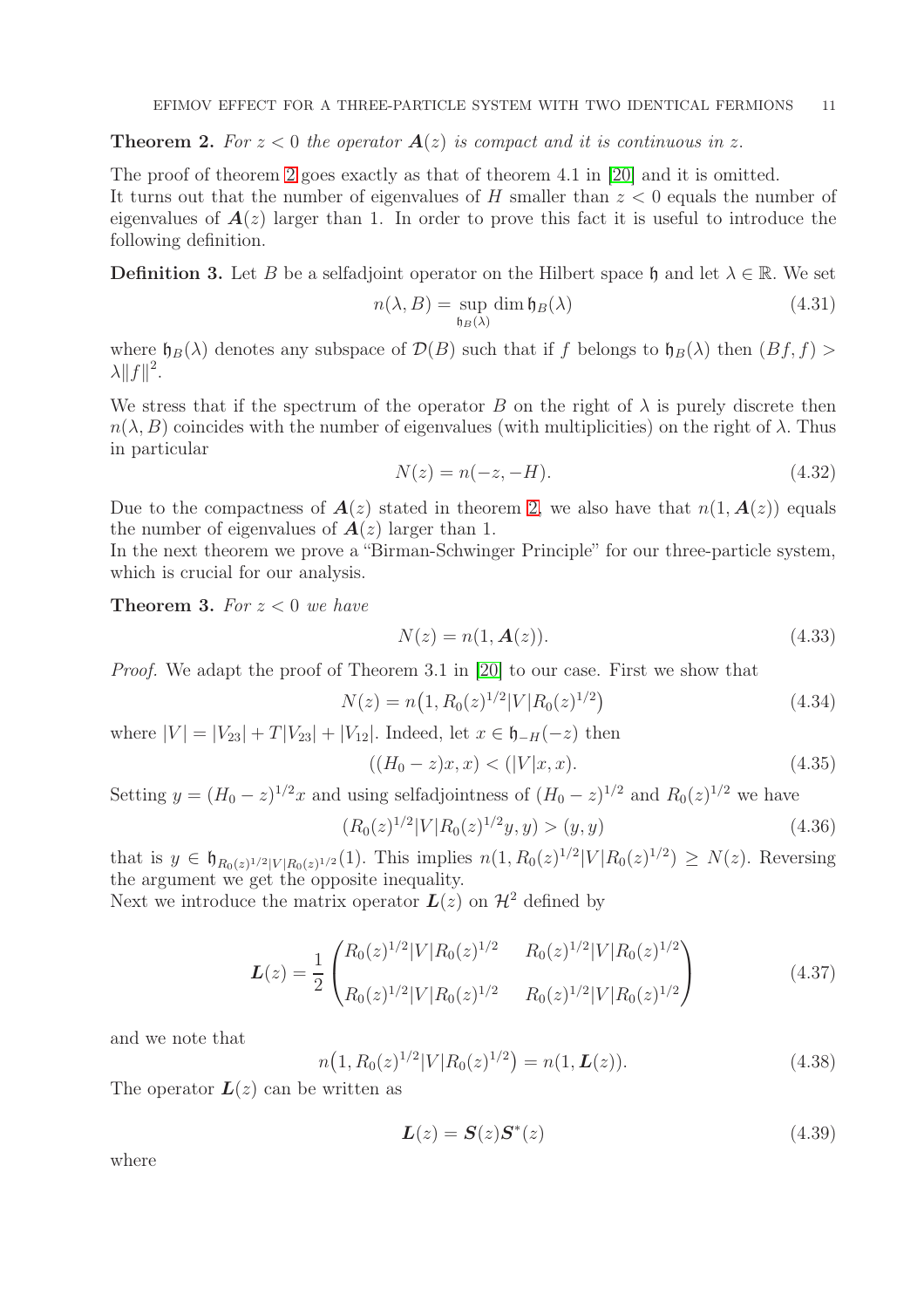**Theorem 2.** *For $z < 0$ the operator $\boldsymbol{A}(z)$ is compact and it is continuous in $z$.*

The proof of theorem 2 goes exactly as that of theorem 4.1 in [20] and it is omitted.
It turns out that the number of eigenvalues of $H$ smaller than $z < 0$ equals the number of eigenvalues of $\boldsymbol{A}(z)$ larger than 1. In order to prove this fact it is useful to introduce the following definition.

**Definition 3.** Let $B$ be a selfadjoint operator on the Hilbert space $\mathfrak{h}$ and let $\lambda \in \mathbb{R}$. We set

$$n(\lambda, B) = \sup_{\mathfrak{h}_B(\lambda)} \dim \mathfrak{h}_B(\lambda) \tag{4.31}$$

where $\mathfrak{h}_B(\lambda)$ denotes any subspace of $\mathcal{D}(B)$ such that if $f$ belongs to $\mathfrak{h}_B(\lambda)$ then $(Bf, f) > \lambda \|f\|^2$.

We stress that if the spectrum of the operator $B$ on the right of $\lambda$ is purely discrete then $n(\lambda, B)$ coincides with the number of eigenvalues (with multiplicities) on the right of $\lambda$. Thus in particular

$$N(z) = n(-z, -H). \tag{4.32}$$

Due to the compactness of $\boldsymbol{A}(z)$ stated in theorem 2, we also have that $n(1, \boldsymbol{A}(z))$ equals the number of eigenvalues of $\boldsymbol{A}(z)$ larger than 1.
In the next theorem we prove a "Birman-Schwinger Principle" for our three-particle system, which is crucial for our analysis.

**Theorem 3.** *For $z < 0$ we have*

$$N(z) = n(1, \boldsymbol{A}(z)). \tag{4.33}$$

*Proof.* We adapt the proof of Theorem 3.1 in [20] to our case. First we show that

$$N(z) = n\big(1, R_0(z)^{1/2}|V|R_0(z)^{1/2}\big) \tag{4.34}$$

where $|V| = |V_{23}| + T|V_{23}| + |V_{12}|$. Indeed, let $x \in \mathfrak{h}_{-H}(-z)$ then

$$((H_0 - z)x, x) < (|V|x, x). \tag{4.35}$$

Setting $y = (H_0 - z)^{1/2}x$ and using selfadjointness of $(H_0 - z)^{1/2}$ and $R_0(z)^{1/2}$ we have

$$(R_0(z)^{1/2}|V|R_0(z)^{1/2}y, y) > (y, y) \tag{4.36}$$

that is $y \in \mathfrak{h}_{R_0(z)^{1/2}|V|R_0(z)^{1/2}}(1)$. This implies $n(1, R_0(z)^{1/2}|V|R_0(z)^{1/2}) \geq N(z)$. Reversing the argument we get the opposite inequality.
Next we introduce the matrix operator $\boldsymbol{L}(z)$ on $\mathcal{H}^2$ defined by

$$\boldsymbol{L}(z) = \frac{1}{2}\begin{pmatrix} R_0(z)^{1/2}|V|R_0(z)^{1/2} & R_0(z)^{1/2}|V|R_0(z)^{1/2} \\ R_0(z)^{1/2}|V|R_0(z)^{1/2} & R_0(z)^{1/2}|V|R_0(z)^{1/2} \end{pmatrix} \tag{4.37}$$

and we note that

$$n\big(1, R_0(z)^{1/2}|V|R_0(z)^{1/2}\big) = n(1, \boldsymbol{L}(z)). \tag{4.38}$$

The operator $\boldsymbol{L}(z)$ can be written as

$$\boldsymbol{L}(z) = \boldsymbol{S}(z)\boldsymbol{S}^*(z) \tag{4.39}$$

where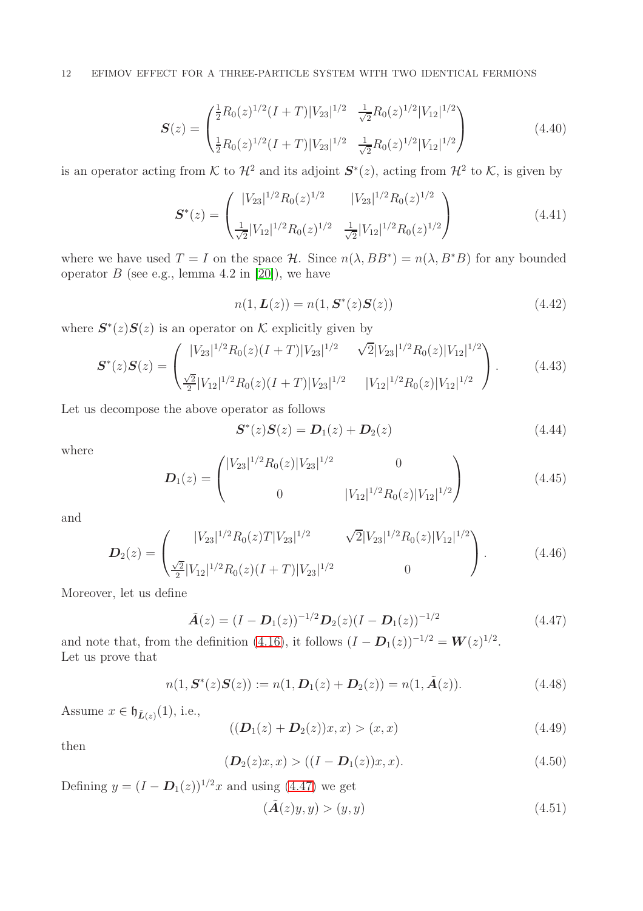$$
\boldsymbol{S}(z) = \begin{pmatrix} \frac{1}{2}R_0(z)^{1/2}(I+T)|V_{23}|^{1/2} & \frac{1}{\sqrt{2}}R_0(z)^{1/2}|V_{12}|^{1/2} \\ \\ \frac{1}{2}R_0(z)^{1/2}(I+T)|V_{23}|^{1/2} & \frac{1}{\sqrt{2}}R_0(z)^{1/2}|V_{12}|^{1/2} \end{pmatrix} \tag{4.40}
$$

is an operator acting from $\mathcal{K}$ to $\mathcal{H}^2$ and its adjoint $\boldsymbol{S}^*(z)$, acting from $\mathcal{H}^2$ to $\mathcal{K}$, is given by

$$
\boldsymbol{S}^*(z) = \begin{pmatrix} |V_{23}|^{1/2}R_0(z)^{1/2} & |V_{23}|^{1/2}R_0(z)^{1/2} \\ \\ \frac{1}{\sqrt{2}}|V_{12}|^{1/2}R_0(z)^{1/2} & \frac{1}{\sqrt{2}}|V_{12}|^{1/2}R_0(z)^{1/2} \end{pmatrix} \tag{4.41}
$$

where we have used $T = I$ on the space $\mathcal{H}$. Since $n(\lambda, BB^*) = n(\lambda, B^*B)$ for any bounded operator $B$ (see e.g., lemma 4.2 in [20]), we have

$$
n(1, \boldsymbol{L}(z)) = n(1, \boldsymbol{S}^*(z)\boldsymbol{S}(z)) \tag{4.42}
$$

where $\boldsymbol{S}^*(z)\boldsymbol{S}(z)$ is an operator on $\mathcal{K}$ explicitly given by

$$
\boldsymbol{S}^*(z)\boldsymbol{S}(z) = \begin{pmatrix} |V_{23}|^{1/2}R_0(z)(I+T)|V_{23}|^{1/2} & \sqrt{2}|V_{23}|^{1/2}R_0(z)|V_{12}|^{1/2} \\ \\ \frac{\sqrt{2}}{2}|V_{12}|^{1/2}R_0(z)(I+T)|V_{23}|^{1/2} & |V_{12}|^{1/2}R_0(z)|V_{12}|^{1/2} \end{pmatrix}. \tag{4.43}
$$

Let us decompose the above operator as follows

$$
\boldsymbol{S}^*(z)\boldsymbol{S}(z) = \boldsymbol{D}_1(z) + \boldsymbol{D}_2(z) \tag{4.44}
$$

where

$$
\boldsymbol{D}_1(z) = \begin{pmatrix} |V_{23}|^{1/2}R_0(z)|V_{23}|^{1/2} & 0 \\ \\ 0 & |V_{12}|^{1/2}R_0(z)|V_{12}|^{1/2} \end{pmatrix} \tag{4.45}
$$

and

$$
\boldsymbol{D}_2(z) = \begin{pmatrix} |V_{23}|^{1/2}R_0(z)T|V_{23}|^{1/2} & \sqrt{2}|V_{23}|^{1/2}R_0(z)|V_{12}|^{1/2} \\ \\ \frac{\sqrt{2}}{2}|V_{12}|^{1/2}R_0(z)(I+T)|V_{23}|^{1/2} & 0 \end{pmatrix}. \tag{4.46}
$$

Moreover, let us define

$$
\tilde{\boldsymbol{A}}(z) = (I - \boldsymbol{D}_1(z))^{-1/2}\boldsymbol{D}_2(z)(I - \boldsymbol{D}_1(z))^{-1/2} \tag{4.47}
$$

and note that, from the definition (4.16), it follows $(I - \boldsymbol{D}_1(z))^{-1/2} = \boldsymbol{W}(z)^{1/2}$.
Let us prove that

$$
n(1, \boldsymbol{S}^*(z)\boldsymbol{S}(z)) := n(1, \boldsymbol{D}_1(z) + \boldsymbol{D}_2(z)) = n(1, \tilde{\boldsymbol{A}}(z)). \tag{4.48}
$$

Assume $x \in \mathfrak{h}_{\tilde{\boldsymbol{L}}(z)}(1)$, i.e.,

$$
((\boldsymbol{D}_1(z) + \boldsymbol{D}_2(z))x, x) > (x, x) \tag{4.49}
$$

then

$$
(\boldsymbol{D}_2(z)x, x) > ((I - \boldsymbol{D}_1(z))x, x). \tag{4.50}
$$

Defining $y = (I - \boldsymbol{D}_1(z))^{1/2}x$ and using (4.47) we get

$$
(\tilde{\boldsymbol{A}}(z)y, y) > (y, y) \tag{4.51}
$$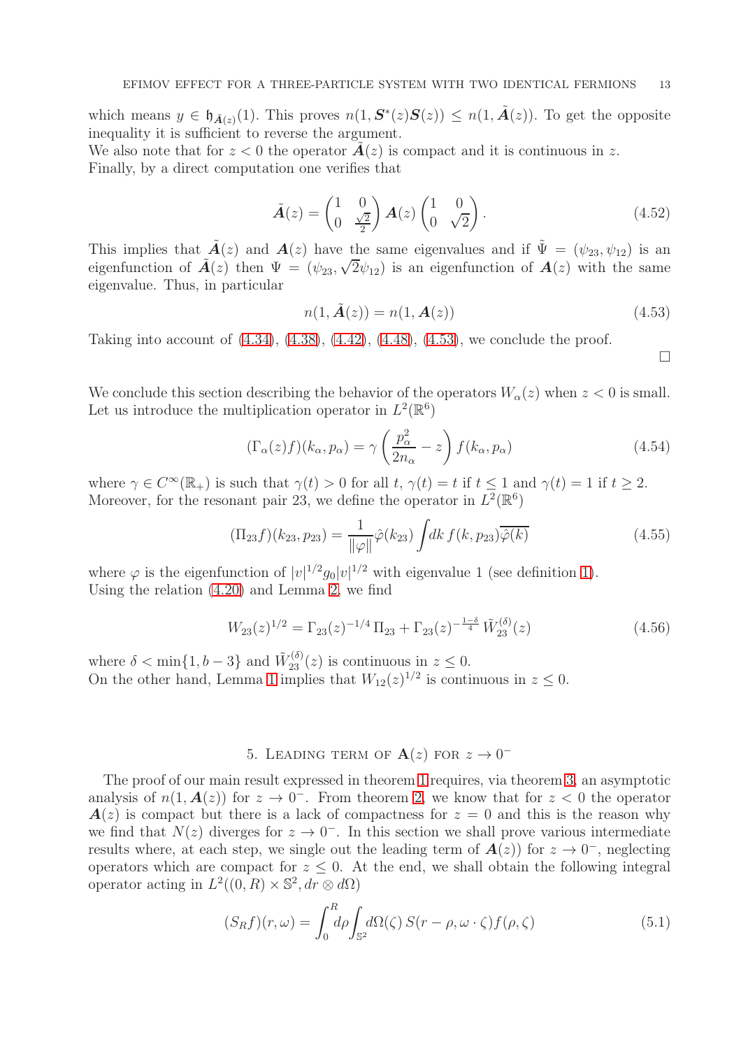which means $y \in \mathfrak{h}_{\tilde{\boldsymbol{A}}(z)}(1)$. This proves $n(1, \boldsymbol{S}^*(z)\boldsymbol{S}(z)) \leq n(1, \tilde{\boldsymbol{A}}(z))$. To get the opposite inequality it is sufficient to reverse the argument.
We also note that for $z < 0$ the operator $\tilde{\boldsymbol{A}}(z)$ is compact and it is continuous in $z$.
Finally, by a direct computation one verifies that

$$\tilde{\boldsymbol{A}}(z) = \begin{pmatrix} 1 & 0 \\ 0 & \frac{\sqrt{2}}{2} \end{pmatrix} \boldsymbol{A}(z) \begin{pmatrix} 1 & 0 \\ 0 & \sqrt{2} \end{pmatrix}. \tag{4.52}$$

This implies that $\tilde{\boldsymbol{A}}(z)$ and $\boldsymbol{A}(z)$ have the same eigenvalues and if $\tilde{\Psi} = (\psi_{23}, \psi_{12})$ is an eigenfunction of $\tilde{\boldsymbol{A}}(z)$ then $\Psi = (\psi_{23}, \sqrt{2}\psi_{12})$ is an eigenfunction of $\boldsymbol{A}(z)$ with the same eigenvalue. Thus, in particular

$$n(1, \tilde{\boldsymbol{A}}(z)) = n(1, \boldsymbol{A}(z)) \tag{4.53}$$

Taking into account of (4.34), (4.38), (4.42), (4.48), (4.53), we conclude the proof.

□

We conclude this section describing the behavior of the operators $W_\alpha(z)$ when $z < 0$ is small. Let us introduce the multiplication operator in $L^2(\mathbb{R}^6)$

$$(\Gamma_\alpha(z)f)(k_\alpha, p_\alpha) = \gamma\left(\frac{p_\alpha^2}{2n_\alpha} - z\right) f(k_\alpha, p_\alpha) \tag{4.54}$$

where $\gamma \in C^\infty(\mathbb{R}_+)$ is such that $\gamma(t) > 0$ for all $t$, $\gamma(t) = t$ if $t \leq 1$ and $\gamma(t) = 1$ if $t \geq 2$. Moreover, for the resonant pair 23, we define the operator in $L^2(\mathbb{R}^6)$

$$(\Pi_{23}f)(k_{23}, p_{23}) = \frac{1}{\|\varphi\|}\hat{\varphi}(k_{23}) \int dk\, f(k, p_{23})\overline{\hat{\varphi}(k)} \tag{4.55}$$

where $\varphi$ is the eigenfunction of $|v|^{1/2}g_0|v|^{1/2}$ with eigenvalue 1 (see definition 1).
Using the relation (4.20) and Lemma 2, we find

$$W_{23}(z)^{1/2} = \Gamma_{23}(z)^{-1/4}\,\Pi_{23} + \Gamma_{23}(z)^{-\frac{1-\delta}{4}}\,\tilde{W}_{23}^{(\delta)}(z) \tag{4.56}$$

where $\delta < \min\{1, b-3\}$ and $\tilde{W}_{23}^{(\delta)}(z)$ is continuous in $z \leq 0$.
On the other hand, Lemma 1 implies that $W_{12}(z)^{1/2}$ is continuous in $z \leq 0$.

## 5. Leading term of $\mathbf{A}(z)$ for $z \to 0^-$

The proof of our main result expressed in theorem 1 requires, via theorem 3, an asymptotic analysis of $n(1, \boldsymbol{A}(z))$ for $z \to 0^-$. From theorem 2, we know that for $z < 0$ the operator $\boldsymbol{A}(z)$ is compact but there is a lack of compactness for $z = 0$ and this is the reason why we find that $N(z)$ diverges for $z \to 0^-$. In this section we shall prove various intermediate results where, at each step, we single out the leading term of $\boldsymbol{A}(z))$ for $z \to 0^-$, neglecting operators which are compact for $z \leq 0$. At the end, we shall obtain the following integral operator acting in $L^2((0, R) \times \mathbb{S}^2, dr \otimes d\Omega)$

$$(S_R f)(r, \omega) = \int_0^R d\rho \int_{\mathbb{S}^2} d\Omega(\zeta)\, S(r - \rho, \omega \cdot \zeta) f(\rho, \zeta) \tag{5.1}$$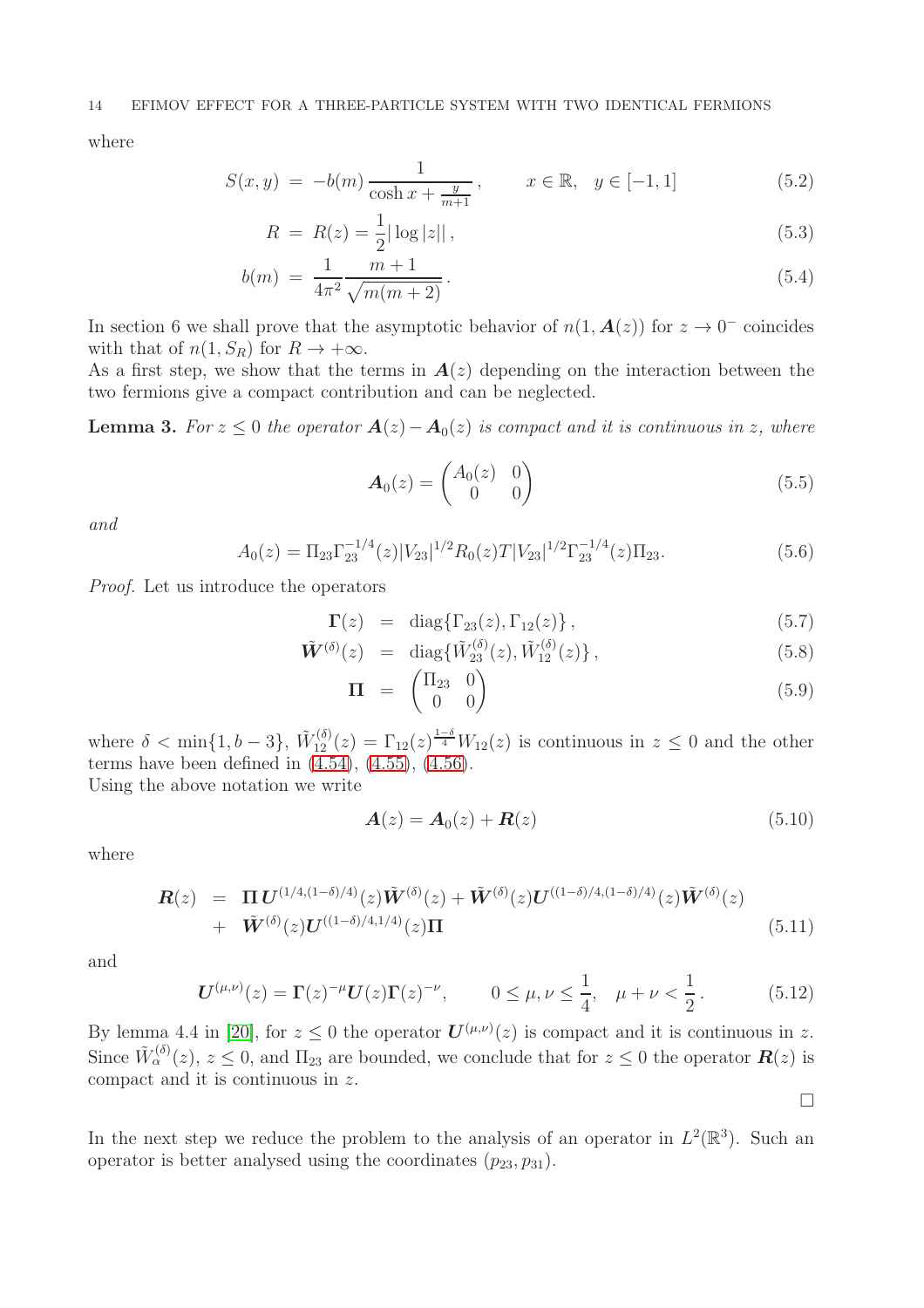where

$$S(x,y) \;=\; -b(m)\,\frac{1}{\cosh x + \frac{y}{m+1}}\,, \qquad x\in\mathbb{R},\quad y\in[-1,1] \tag{5.2}$$

$$R \;=\; R(z) = \frac{1}{2}|\log|z||\,, \tag{5.3}$$

$$b(m) \;=\; \frac{1}{4\pi^2}\frac{m+1}{\sqrt{m(m+2)}}\,. \tag{5.4}$$

In section 6 we shall prove that the asymptotic behavior of $n(1,\boldsymbol{A}(z))$ for $z\to 0^-$ coincides with that of $n(1,S_R)$ for $R\to+\infty$.

As a first step, we show that the terms in $\boldsymbol{A}(z)$ depending on the interaction between the two fermions give a compact contribution and can be neglected.

**Lemma 3.** *For $z\le 0$ the operator $\boldsymbol{A}(z)-\boldsymbol{A}_0(z)$ is compact and it is continuous in $z$, where*

$$\boldsymbol{A}_0(z) = \begin{pmatrix} A_0(z) & 0\\ 0 & 0\end{pmatrix} \tag{5.5}$$

*and*

$$A_0(z) = \Pi_{23}\Gamma_{23}^{-1/4}(z)|V_{23}|^{1/2}R_0(z)T|V_{23}|^{1/2}\Gamma_{23}^{-1/4}(z)\Pi_{23}. \tag{5.6}$$

*Proof.* Let us introduce the operators

$$\boldsymbol{\Gamma}(z) \;=\; \mathrm{diag}\{\Gamma_{23}(z),\Gamma_{12}(z)\}\,, \tag{5.7}$$

$$\tilde{\boldsymbol{W}}^{(\delta)}(z) \;=\; \mathrm{diag}\{\tilde{W}_{23}^{(\delta)}(z),\tilde{W}_{12}^{(\delta)}(z)\}\,, \tag{5.8}$$

$$\boldsymbol{\Pi} \;=\; \begin{pmatrix}\Pi_{23} & 0\\ 0 & 0\end{pmatrix} \tag{5.9}$$

where $\delta<\min\{1,b-3\}$, $\tilde{W}_{12}^{(\delta)}(z)=\Gamma_{12}(z)^{\frac{1-\delta}{4}}W_{12}(z)$ is continuous in $z\le 0$ and the other terms have been defined in (4.54), (4.55), (4.56).

Using the above notation we write

$$\boldsymbol{A}(z) = \boldsymbol{A}_0(z) + \boldsymbol{R}(z) \tag{5.10}$$

where

$$\begin{aligned}\boldsymbol{R}(z) \;&=\; \boldsymbol{\Pi}\,\boldsymbol{U}^{(1/4,(1-\delta)/4)}(z)\tilde{\boldsymbol{W}}^{(\delta)}(z) + \tilde{\boldsymbol{W}}^{(\delta)}(z)\boldsymbol{U}^{((1-\delta)/4,(1-\delta)/4)}(z)\tilde{\boldsymbol{W}}^{(\delta)}(z)\\ &+\;\; \tilde{\boldsymbol{W}}^{(\delta)}(z)\boldsymbol{U}^{((1-\delta)/4,1/4)}(z)\boldsymbol{\Pi}\end{aligned} \tag{5.11}$$

and

$$\boldsymbol{U}^{(\mu,\nu)}(z) = \boldsymbol{\Gamma}(z)^{-\mu}\boldsymbol{U}(z)\boldsymbol{\Gamma}(z)^{-\nu}, \qquad 0\le\mu,\nu\le\frac{1}{4},\quad \mu+\nu<\frac{1}{2}\,. \tag{5.12}$$

By lemma 4.4 in [20], for $z\le 0$ the operator $\boldsymbol{U}^{(\mu,\nu)}(z)$ is compact and it is continuous in $z$. Since $\tilde{W}_{\alpha}^{(\delta)}(z)$, $z\le 0$, and $\Pi_{23}$ are bounded, we conclude that for $z\le 0$ the operator $\boldsymbol{R}(z)$ is compact and it is continuous in $z$.

□

In the next step we reduce the problem to the analysis of an operator in $L^2(\mathbb{R}^3)$. Such an operator is better analysed using the coordinates $(p_{23},p_{31})$.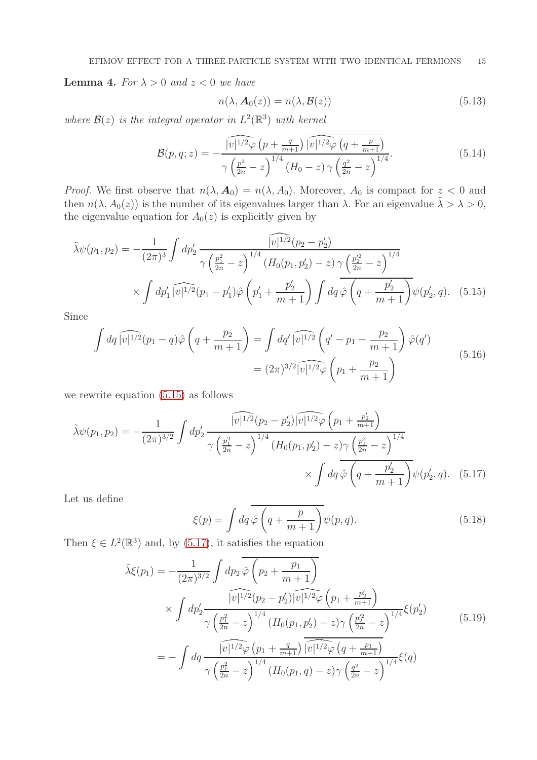**Lemma 4.** *For $\lambda > 0$ and $z < 0$ we have*

$$n(\lambda, \boldsymbol{A}_0(z)) = n(\lambda, \mathcal{B}(z)) \tag{5.13}$$

*where $\mathcal{B}(z)$ is the integral operator in $L^2(\mathbb{R}^3)$ with kernel*

$$\mathcal{B}(p, q; z) = -\frac{\widehat{|v|^{1/2}\varphi}\left(p + \frac{q}{m+1}\right) \overline{\widehat{|v|^{1/2}\varphi}\left(q + \frac{p}{m+1}\right)}}{\gamma\left(\frac{p^2}{2n} - z\right)^{1/4} (H_0 - z)\, \gamma\left(\frac{q^2}{2n} - z\right)^{1/4}}. \tag{5.14}$$

*Proof.* We first observe that $n(\lambda, \boldsymbol{A}_0) = n(\lambda, A_0)$. Moreover, $A_0$ is compact for $z < 0$ and then $n(\lambda, A_0(z))$ is the number of its eigenvalues larger than $\lambda$. For an eigenvalue $\tilde{\lambda} > \lambda > 0$, the eigenvalue equation for $A_0(z)$ is explicitly given by

$$\begin{aligned}
\tilde{\lambda}\psi(p_1, p_2) = &-\frac{1}{(2\pi)^3} \int dp_2' \, \frac{\widehat{|v|^{1/2}}(p_2 - p_2')}{\gamma\left(\frac{p_1^2}{2n} - z\right)^{1/4} (H_0(p_1, p_2') - z)\, \gamma\left(\frac{p_2'^2}{2n} - z\right)^{1/4}} \\
&\times \int dp_1' \, \widehat{|v|^{1/2}}(p_1 - p_1') \hat{\varphi}\left(p_1' + \frac{p_2'}{m+1}\right) \int dq \, \overline{\hat{\varphi}\left(q + \frac{p_2'}{m+1}\right)} \psi(p_2', q).
\end{aligned} \tag{5.15}$$

Since

$$\begin{aligned}
\int dq \, \widehat{|v|^{1/2}}(p_1 - q) \hat{\varphi}\left(q + \frac{p_2}{m+1}\right) &= \int dq' \, \widehat{|v|^{1/2}}\left(q' - p_1 - \frac{p_2}{m+1}\right) \hat{\varphi}(q') \\
&= (2\pi)^{3/2} \widehat{|v|^{1/2}\varphi}\left(p_1 + \frac{p_2}{m+1}\right)
\end{aligned} \tag{5.16}$$

we rewrite equation (5.15) as follows

$$\begin{aligned}
\tilde{\lambda}\psi(p_1, p_2) = -\frac{1}{(2\pi)^{3/2}} \int dp_2' \, &\frac{\widehat{|v|^{1/2}}(p_2 - p_2') \widehat{|v|^{1/2}\varphi}\left(p_1 + \frac{p_2'}{m+1}\right)}{\gamma\left(\frac{p_1^2}{2n} - z\right)^{1/4} (H_0(p_1, p_2') - z) \gamma\left(\frac{p_1^2}{2n} - z\right)^{1/4}} \\
&\times \int dq \, \overline{\hat{\varphi}\left(q + \frac{p_2'}{m+1}\right)} \psi(p_2', q).
\end{aligned} \tag{5.17}$$

Let us define

$$\xi(p) = \int dq \, \overline{\hat{\varphi}\left(q + \frac{p}{m+1}\right)} \psi(p, q). \tag{5.18}$$

Then $\xi \in L^2(\mathbb{R}^3)$ and, by (5.17), it satisfies the equation

$$\begin{aligned}
\tilde{\lambda}\xi(p_1) &= -\frac{1}{(2\pi)^{3/2}} \int dp_2 \, \overline{\hat{\varphi}\left(p_2 + \frac{p_1}{m+1}\right)} \\
&\quad \times \int dp_2' \frac{\widehat{|v|^{1/2}}(p_2 - p_2') \widehat{|v|^{1/2}\varphi}\left(p_1 + \frac{p_2'}{m+1}\right)}{\gamma\left(\frac{p_1^2}{2n} - z\right)^{1/4} (H_0(p_1, p_2') - z) \gamma\left(\frac{p_2'^2}{2n} - z\right)^{1/4}} \xi(p_2') \\
&= -\int dq \, \frac{\widehat{|v|^{1/2}\varphi}\left(p_1 + \frac{q}{m+1}\right) \overline{\widehat{|v|^{1/2}\varphi}\left(q + \frac{p_1}{m+1}\right)}}{\gamma\left(\frac{p_1^2}{2n} - z\right)^{1/4} (H_0(p_1, q) - z) \gamma\left(\frac{q^2}{2n} - z\right)^{1/4}} \xi(q)
\end{aligned} \tag{5.19}$$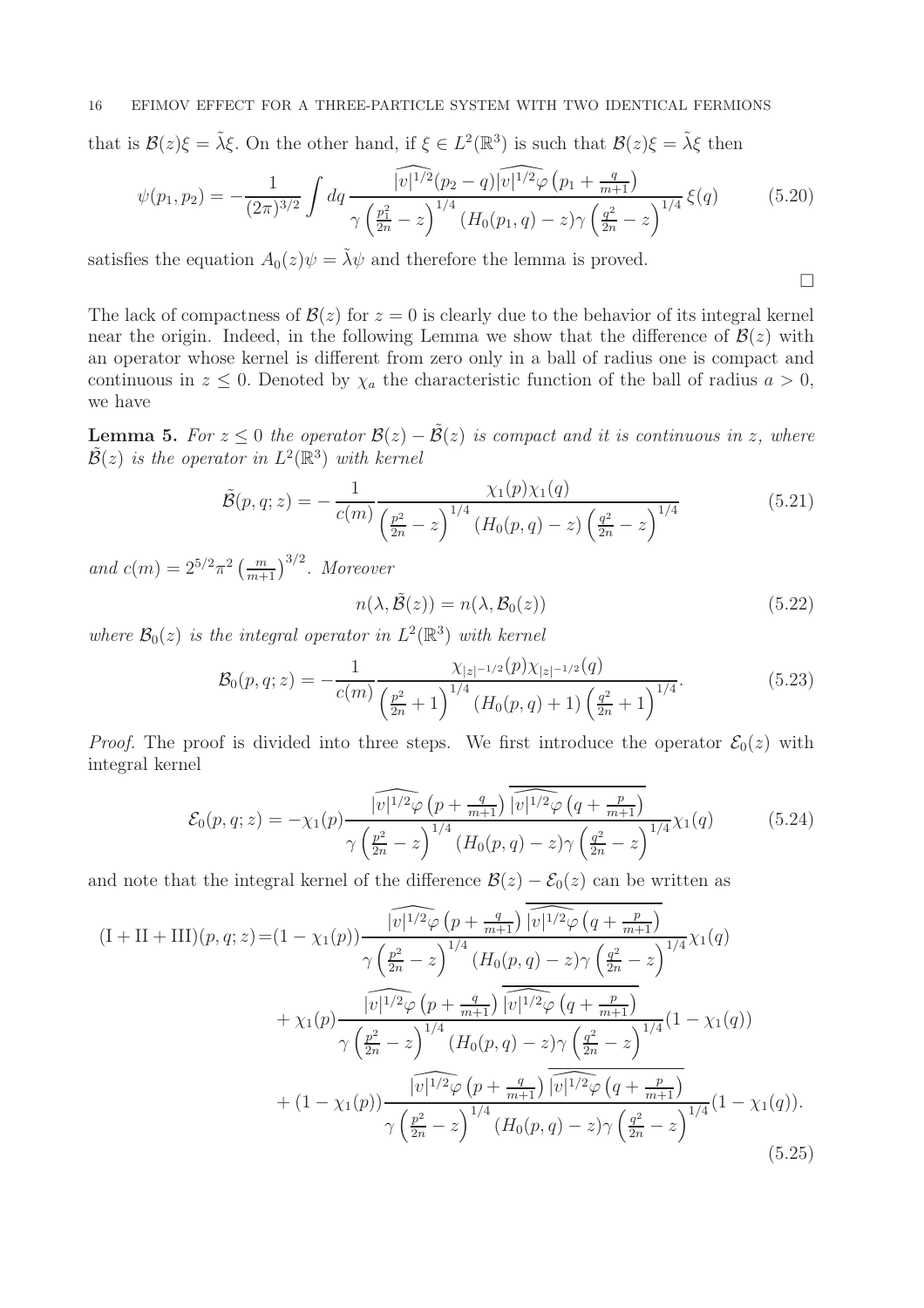that is $\mathcal{B}(z)\xi = \tilde{\lambda}\xi$. On the other hand, if $\xi \in L^2(\mathbb{R}^3)$ is such that $\mathcal{B}(z)\xi = \tilde{\lambda}\xi$ then

$$\psi(p_1, p_2) = -\frac{1}{(2\pi)^{3/2}} \int dq \, \frac{\widehat{|v|^{1/2}}(p_2 - q)\widehat{|v|^{1/2}\varphi}\left(p_1 + \frac{q}{m+1}\right)}{\gamma\left(\frac{p_1^2}{2n} - z\right)^{1/4}(H_0(p_1, q) - z)\gamma\left(\frac{q^2}{2n} - z\right)^{1/4}} \xi(q) \tag{5.20}$$

satisfies the equation $A_0(z)\psi = \tilde{\lambda}\psi$ and therefore the lemma is proved. □

The lack of compactness of $\mathcal{B}(z)$ for $z = 0$ is clearly due to the behavior of its integral kernel near the origin. Indeed, in the following Lemma we show that the difference of $\mathcal{B}(z)$ with an operator whose kernel is different from zero only in a ball of radius one is compact and continuous in $z \leq 0$. Denoted by $\chi_a$ the characteristic function of the ball of radius $a > 0$, we have

**Lemma 5.** *For $z \leq 0$ the operator $\mathcal{B}(z) - \tilde{\mathcal{B}}(z)$ is compact and it is continuous in $z$, where $\tilde{\mathcal{B}}(z)$ is the operator in $L^2(\mathbb{R}^3)$ with kernel*

$$\tilde{\mathcal{B}}(p, q; z) = -\frac{1}{c(m)} \frac{\chi_1(p)\chi_1(q)}{\left(\frac{p^2}{2n} - z\right)^{1/4}(H_0(p, q) - z)\left(\frac{q^2}{2n} - z\right)^{1/4}} \tag{5.21}$$

*and $c(m) = 2^{5/2}\pi^2 \left(\frac{m}{m+1}\right)^{3/2}$. Moreover*

$$n(\lambda, \tilde{\mathcal{B}}(z)) = n(\lambda, \mathcal{B}_0(z)) \tag{5.22}$$

*where $\mathcal{B}_0(z)$ is the integral operator in $L^2(\mathbb{R}^3)$ with kernel*

$$\mathcal{B}_0(p, q; z) = -\frac{1}{c(m)} \frac{\chi_{|z|^{-1/2}}(p)\chi_{|z|^{-1/2}}(q)}{\left(\frac{p^2}{2n} + 1\right)^{1/4}(H_0(p, q) + 1)\left(\frac{q^2}{2n} + 1\right)^{1/4}}. \tag{5.23}$$

*Proof.* The proof is divided into three steps. We first introduce the operator $\mathcal{E}_0(z)$ with integral kernel

$$\mathcal{E}_0(p, q; z) = -\chi_1(p) \frac{\widehat{|v|^{1/2}\varphi}\left(p + \frac{q}{m+1}\right)\overline{\widehat{|v|^{1/2}\varphi}\left(q + \frac{p}{m+1}\right)}}{\gamma\left(\frac{p^2}{2n} - z\right)^{1/4}(H_0(p, q) - z)\gamma\left(\frac{q^2}{2n} - z\right)^{1/4}} \chi_1(q) \tag{5.24}$$

and note that the integral kernel of the difference $\mathcal{B}(z) - \mathcal{E}_0(z)$ can be written as

$$\begin{aligned}
(\mathrm{I} + \mathrm{II} + \mathrm{III})(p, q; z) =& (1 - \chi_1(p)) \frac{\widehat{|v|^{1/2}\varphi}\left(p + \frac{q}{m+1}\right)\overline{\widehat{|v|^{1/2}\varphi}\left(q + \frac{p}{m+1}\right)}}{\gamma\left(\frac{p^2}{2n} - z\right)^{1/4}(H_0(p, q) - z)\gamma\left(\frac{q^2}{2n} - z\right)^{1/4}} \chi_1(q) \\
&+ \chi_1(p) \frac{\widehat{|v|^{1/2}\varphi}\left(p + \frac{q}{m+1}\right)\overline{\widehat{|v|^{1/2}\varphi}\left(q + \frac{p}{m+1}\right)}}{\gamma\left(\frac{p^2}{2n} - z\right)^{1/4}(H_0(p, q) - z)\gamma\left(\frac{q^2}{2n} - z\right)^{1/4}} (1 - \chi_1(q)) \\
&+ (1 - \chi_1(p)) \frac{\widehat{|v|^{1/2}\varphi}\left(p + \frac{q}{m+1}\right)\overline{\widehat{|v|^{1/2}\varphi}\left(q + \frac{p}{m+1}\right)}}{\gamma\left(\frac{p^2}{2n} - z\right)^{1/4}(H_0(p, q) - z)\gamma\left(\frac{q^2}{2n} - z\right)^{1/4}} (1 - \chi_1(q)).
\end{aligned} \tag{5.25}$$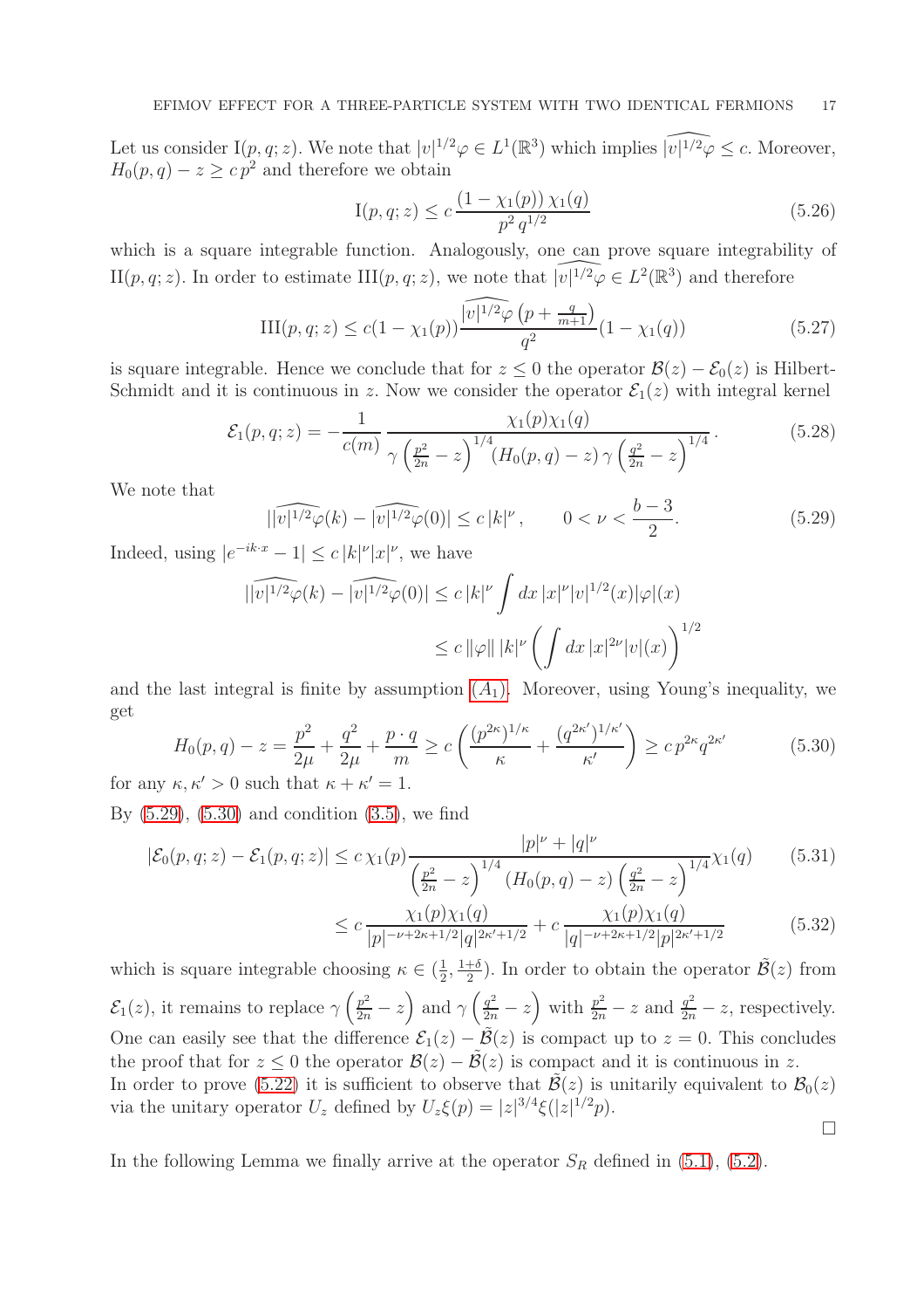Let us consider $\mathrm{I}(p, q; z)$. We note that $|v|^{1/2}\varphi \in L^1(\mathbb{R}^3)$ which implies $\widehat{|v|^{1/2}\varphi} \le c$. Moreover, $H_0(p, q) - z \ge c\, p^2$ and therefore we obtain

$$
\mathrm{I}(p, q; z) \le c\, \frac{(1 - \chi_1(p))\, \chi_1(q)}{p^2\, q^{1/2}} \tag{5.26}
$$

which is a square integrable function. Analogously, one can prove square integrability of $\mathrm{II}(p, q; z)$. In order to estimate $\mathrm{III}(p, q; z)$, we note that $\widehat{|v|^{1/2}\varphi} \in L^2(\mathbb{R}^3)$ and therefore

$$
\mathrm{III}(p, q; z) \le c(1 - \chi_1(p)) \frac{\widehat{|v|^{1/2}\varphi}\left(p + \frac{q}{m+1}\right)}{q^2} (1 - \chi_1(q)) \tag{5.27}
$$

is square integrable. Hence we conclude that for $z \le 0$ the operator $\mathcal{B}(z) - \mathcal{E}_0(z)$ is Hilbert-Schmidt and it is continuous in $z$. Now we consider the operator $\mathcal{E}_1(z)$ with integral kernel

$$
\mathcal{E}_1(p, q; z) = -\frac{1}{c(m)}\, \frac{\chi_1(p)\chi_1(q)}{\gamma\left(\frac{p^2}{2n} - z\right)^{1/4} (H_0(p, q) - z)\, \gamma\left(\frac{q^2}{2n} - z\right)^{1/4}}. \tag{5.28}
$$

We note that

$$
|\widehat{|v|^{1/2}\varphi}(k) - \widehat{|v|^{1/2}\varphi}(0)| \le c\, |k|^{\nu}, \qquad 0 < \nu < \frac{b-3}{2}. \tag{5.29}
$$

Indeed, using $|e^{-ik\cdot x} - 1| \le c\, |k|^{\nu} |x|^{\nu}$, we have

$$
\begin{aligned}
|\widehat{|v|^{1/2}\varphi}(k) - \widehat{|v|^{1/2}\varphi}(0)| &\le c\, |k|^{\nu} \int dx\, |x|^{\nu} |v|^{1/2}(x) |\varphi|(x) \\
&\le c\, \|\varphi\|\, |k|^{\nu} \left( \int dx\, |x|^{2\nu} |v|(x) \right)^{1/2}
\end{aligned}
$$

and the last integral is finite by assumption $(A_1)$. Moreover, using Young's inequality, we get

$$
H_0(p, q) - z = \frac{p^2}{2\mu} + \frac{q^2}{2\mu} + \frac{p \cdot q}{m} \ge c \left( \frac{(p^{2\kappa})^{1/\kappa}}{\kappa} + \frac{(q^{2\kappa'})^{1/\kappa'}}{\kappa'} \right) \ge c\, p^{2\kappa} q^{2\kappa'} \tag{5.30}
$$

for any $\kappa, \kappa' > 0$ such that $\kappa + \kappa' = 1$.

By (5.29), (5.30) and condition (3.5), we find

$$
\begin{aligned}
|\mathcal{E}_0(p, q; z) - \mathcal{E}_1(p, q; z)| &\le c\, \chi_1(p) \frac{|p|^{\nu} + |q|^{\nu}}{\left(\frac{p^2}{2n} - z\right)^{1/4} (H_0(p, q) - z) \left(\frac{q^2}{2n} - z\right)^{1/4}} \chi_1(q) &(5.31)\\
&\le c\, \frac{\chi_1(p)\chi_1(q)}{|p|^{-\nu + 2\kappa + 1/2} |q|^{2\kappa' + 1/2}} + c\, \frac{\chi_1(p)\chi_1(q)}{|q|^{-\nu + 2\kappa + 1/2} |p|^{2\kappa' + 1/2}} &(5.32)
\end{aligned}
$$

which is square integrable choosing $\kappa \in (\frac{1}{2}, \frac{1+\delta}{2})$. In order to obtain the operator $\tilde{\mathcal{B}}(z)$ from $\mathcal{E}_1(z)$, it remains to replace $\gamma\left(\frac{p^2}{2n} - z\right)$ and $\gamma\left(\frac{q^2}{2n} - z\right)$ with $\frac{p^2}{2n} - z$ and $\frac{q^2}{2n} - z$, respectively. One can easily see that the difference $\mathcal{E}_1(z) - \tilde{\mathcal{B}}(z)$ is compact up to $z = 0$. This concludes the proof that for $z \le 0$ the operator $\mathcal{B}(z) - \tilde{\mathcal{B}}(z)$ is compact and it is continuous in $z$.
In order to prove (5.22) it is sufficient to observe that $\tilde{\mathcal{B}}(z)$ is unitarily equivalent to $\mathcal{B}_0(z)$ via the unitary operator $U_z$ defined by $U_z \xi(p) = |z|^{3/4} \xi(|z|^{1/2} p)$.

□

In the following Lemma we finally arrive at the operator $S_R$ defined in (5.1), (5.2).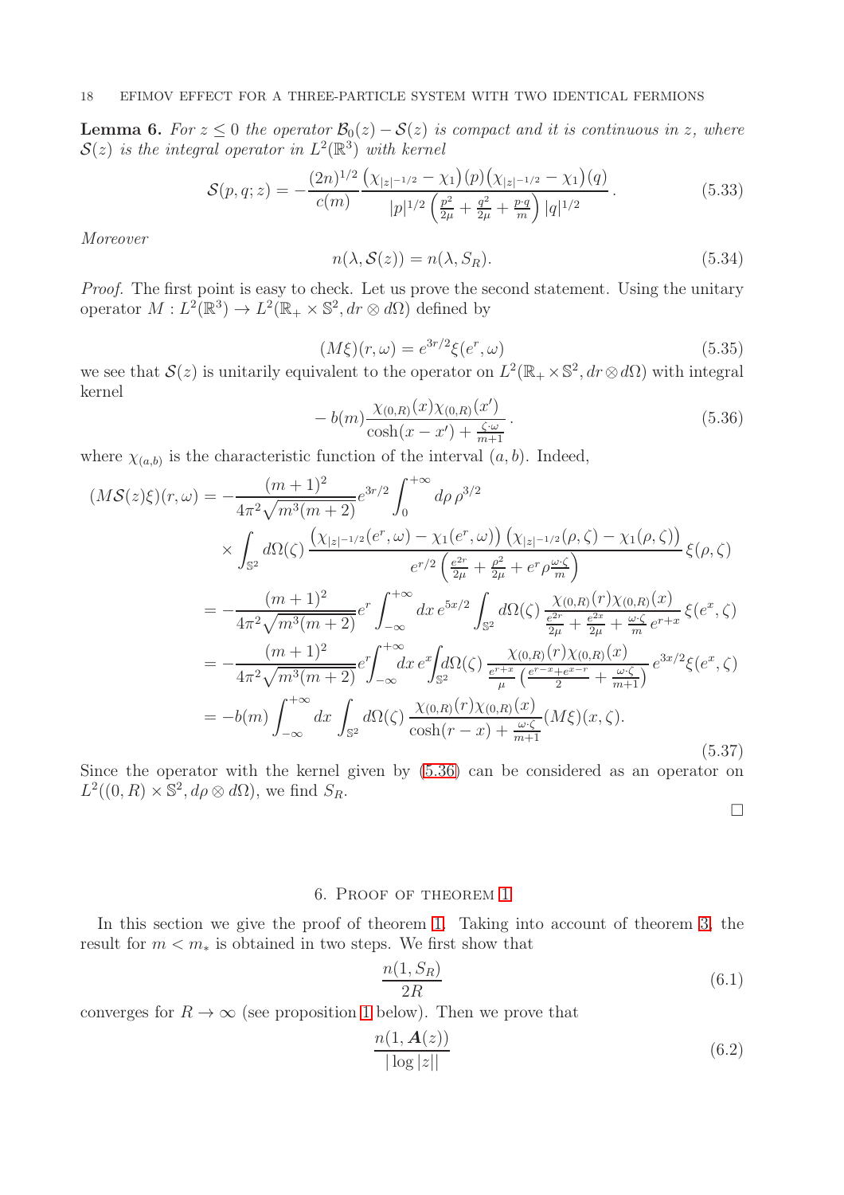**Lemma 6.** *For $z \le 0$ the operator $\mathcal{B}_0(z) - \mathcal{S}(z)$ is compact and it is continuous in $z$, where $\mathcal{S}(z)$ is the integral operator in $L^2(\mathbb{R}^3)$ with kernel*

$$\mathcal{S}(p,q;z) = -\frac{(2n)^{1/2}}{c(m)} \frac{\big(\chi_{|z|^{-1/2}} - \chi_1\big)(p)\big(\chi_{|z|^{-1/2}} - \chi_1\big)(q)}{|p|^{1/2}\left(\frac{p^2}{2\mu} + \frac{q^2}{2\mu} + \frac{p\cdot q}{m}\right)|q|^{1/2}}. \tag{5.33}$$

*Moreover*

$$n(\lambda, \mathcal{S}(z)) = n(\lambda, S_R). \tag{5.34}$$

*Proof.* The first point is easy to check. Let us prove the second statement. Using the unitary operator $M : L^2(\mathbb{R}^3) \to L^2(\mathbb{R}_+ \times \mathbb{S}^2, dr \otimes d\Omega)$ defined by

$$(M\xi)(r,\omega) = e^{3r/2}\xi(e^r, \omega) \tag{5.35}$$

we see that $\mathcal{S}(z)$ is unitarily equivalent to the operator on $L^2(\mathbb{R}_+ \times \mathbb{S}^2, dr \otimes d\Omega)$ with integral kernel

$$-\, b(m)\frac{\chi_{(0,R)}(x)\chi_{(0,R)}(x')}{\cosh(x-x') + \frac{\zeta\cdot\omega}{m+1}}. \tag{5.36}$$

where $\chi_{(a,b)}$ is the characteristic function of the interval $(a,b)$. Indeed,

$$\begin{aligned}
(M\mathcal{S}(z)\xi)(r,\omega) &= -\frac{(m+1)^2}{4\pi^2\sqrt{m^3(m+2)}} e^{3r/2}\int_0^{+\infty} d\rho\, \rho^{3/2} \\
&\quad\times \int_{\mathbb{S}^2} d\Omega(\zeta)\, \frac{\big(\chi_{|z|^{-1/2}}(e^r,\omega) - \chi_1(e^r,\omega)\big)\big(\chi_{|z|^{-1/2}}(\rho,\zeta) - \chi_1(\rho,\zeta)\big)}{e^{r/2}\left(\frac{e^{2r}}{2\mu} + \frac{\rho^2}{2\mu} + e^r\rho\frac{\omega\cdot\zeta}{m}\right)}\xi(\rho,\zeta) \\
&= -\frac{(m+1)^2}{4\pi^2\sqrt{m^3(m+2)}} e^{r}\int_{-\infty}^{+\infty} dx\, e^{5x/2}\int_{\mathbb{S}^2} d\Omega(\zeta)\, \frac{\chi_{(0,R)}(r)\chi_{(0,R)}(x)}{\frac{e^{2r}}{2\mu} + \frac{e^{2x}}{2\mu} + \frac{\omega\cdot\zeta}{m}e^{r+x}}\xi(e^x,\zeta) \\
&= -\frac{(m+1)^2}{4\pi^2\sqrt{m^3(m+2)}} e^{r}\int_{-\infty}^{+\infty} dx\, e^{x}\int_{\mathbb{S}^2} d\Omega(\zeta)\, \frac{\chi_{(0,R)}(r)\chi_{(0,R)}(x)}{\frac{e^{r+x}}{\mu}\left(\frac{e^{r-x}+e^{x-r}}{2} + \frac{\omega\cdot\zeta}{m+1}\right)} e^{3x/2}\xi(e^x,\zeta) \\
&= -b(m)\int_{-\infty}^{+\infty} dx \int_{\mathbb{S}^2} d\Omega(\zeta)\, \frac{\chi_{(0,R)}(r)\chi_{(0,R)}(x)}{\cosh(r-x) + \frac{\omega\cdot\zeta}{m+1}}(M\xi)(x,\zeta).
\end{aligned} \tag{5.37}$$

Since the operator with the kernel given by (5.36) can be considered as an operator on $L^2((0,R)\times\mathbb{S}^2, d\rho\otimes d\Omega)$, we find $S_R$. ∎

## 6. Proof of theorem 1

In this section we give the proof of theorem 1. Taking into account of theorem 3, the result for $m < m_*$ is obtained in two steps. We first show that

$$\frac{n(1, S_R)}{2R} \tag{6.1}$$

converges for $R \to \infty$ (see proposition 1 below). Then we prove that

$$\frac{n(1, \boldsymbol{A}(z))}{|\log|z||} \tag{6.2}$$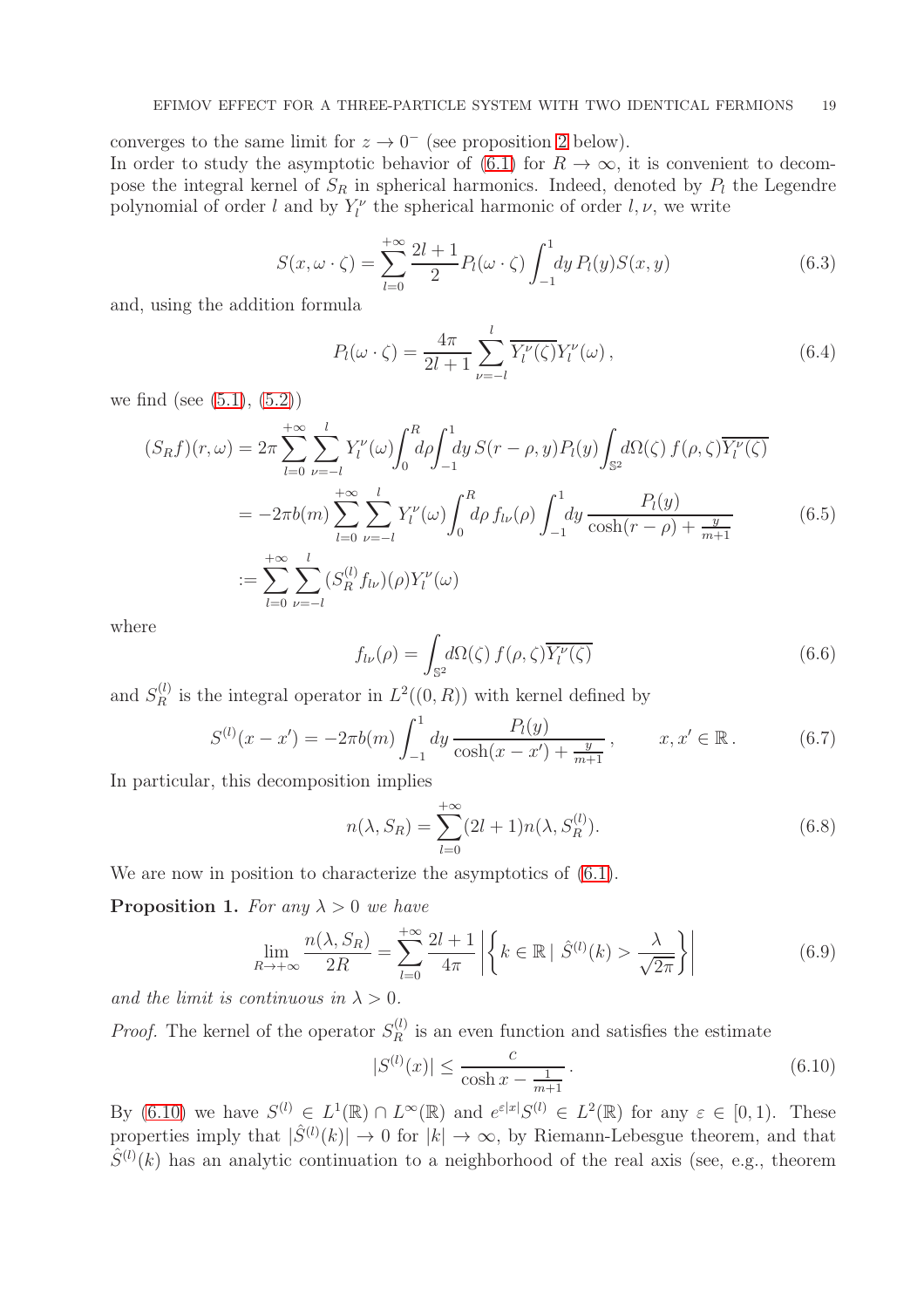converges to the same limit for $z \to 0^-$ (see proposition 2 below).

In order to study the asymptotic behavior of (6.1) for $R \to \infty$, it is convenient to decompose the integral kernel of $S_R$ in spherical harmonics. Indeed, denoted by $P_l$ the Legendre polynomial of order $l$ and by $Y_l^\nu$ the spherical harmonic of order $l, \nu$, we write

$$S(x, \omega \cdot \zeta) = \sum_{l=0}^{+\infty} \frac{2l+1}{2} P_l(\omega \cdot \zeta) \int_{-1}^{1} dy\, P_l(y) S(x, y) \tag{6.3}$$

and, using the addition formula

$$P_l(\omega \cdot \zeta) = \frac{4\pi}{2l+1} \sum_{\nu=-l}^{l} \overline{Y_l^\nu(\zeta)} Y_l^\nu(\omega)\,, \tag{6.4}$$

we find (see (5.1), (5.2))

$$\begin{aligned}
(S_R f)(r, \omega) &= 2\pi \sum_{l=0}^{+\infty} \sum_{\nu=-l}^{l} Y_l^\nu(\omega) \int_0^R d\rho \int_{-1}^{1} dy\, S(r-\rho, y) P_l(y) \int_{\mathbb{S}^2} d\Omega(\zeta)\, f(\rho, \zeta) \overline{Y_l^\nu(\zeta)} \\
&= -2\pi b(m) \sum_{l=0}^{+\infty} \sum_{\nu=-l}^{l} Y_l^\nu(\omega) \int_0^R d\rho\, f_{l\nu}(\rho) \int_{-1}^{1} dy\, \frac{P_l(y)}{\cosh(r-\rho) + \frac{y}{m+1}} \\
&:= \sum_{l=0}^{+\infty} \sum_{\nu=-l}^{l} (S_R^{(l)} f_{l\nu})(\rho) Y_l^\nu(\omega)
\end{aligned} \tag{6.5}$$

where

$$f_{l\nu}(\rho) = \int_{\mathbb{S}^2} d\Omega(\zeta)\, f(\rho, \zeta) \overline{Y_l^\nu(\zeta)} \tag{6.6}$$

and $S_R^{(l)}$ is the integral operator in $L^2((0,R))$ with kernel defined by

$$S^{(l)}(x - x') = -2\pi b(m) \int_{-1}^{1} dy\, \frac{P_l(y)}{\cosh(x-x') + \frac{y}{m+1}}\,, \qquad x, x' \in \mathbb{R}\,. \tag{6.7}$$

In particular, this decomposition implies

$$n(\lambda, S_R) = \sum_{l=0}^{+\infty} (2l+1) n(\lambda, S_R^{(l)}). \tag{6.8}$$

We are now in position to characterize the asymptotics of (6.1).

**Proposition 1.** *For any $\lambda > 0$ we have*

$$\lim_{R \to +\infty} \frac{n(\lambda, S_R)}{2R} = \sum_{l=0}^{+\infty} \frac{2l+1}{4\pi} \left| \left\{ k \in \mathbb{R} \,|\, \hat{S}^{(l)}(k) > \frac{\lambda}{\sqrt{2\pi}} \right\} \right| \tag{6.9}$$

*and the limit is continuous in $\lambda > 0$.*

*Proof.* The kernel of the operator $S_R^{(l)}$ is an even function and satisfies the estimate

$$|S^{(l)}(x)| \leq \frac{c}{\cosh x - \frac{1}{m+1}}\,. \tag{6.10}$$

By (6.10) we have $S^{(l)} \in L^1(\mathbb{R}) \cap L^\infty(\mathbb{R})$ and $e^{\varepsilon|x|} S^{(l)} \in L^2(\mathbb{R})$ for any $\varepsilon \in [0,1)$. These properties imply that $|\hat{S}^{(l)}(k)| \to 0$ for $|k| \to \infty$, by Riemann-Lebesgue theorem, and that $\hat{S}^{(l)}(k)$ has an analytic continuation to a neighborhood of the real axis (see, e.g., theorem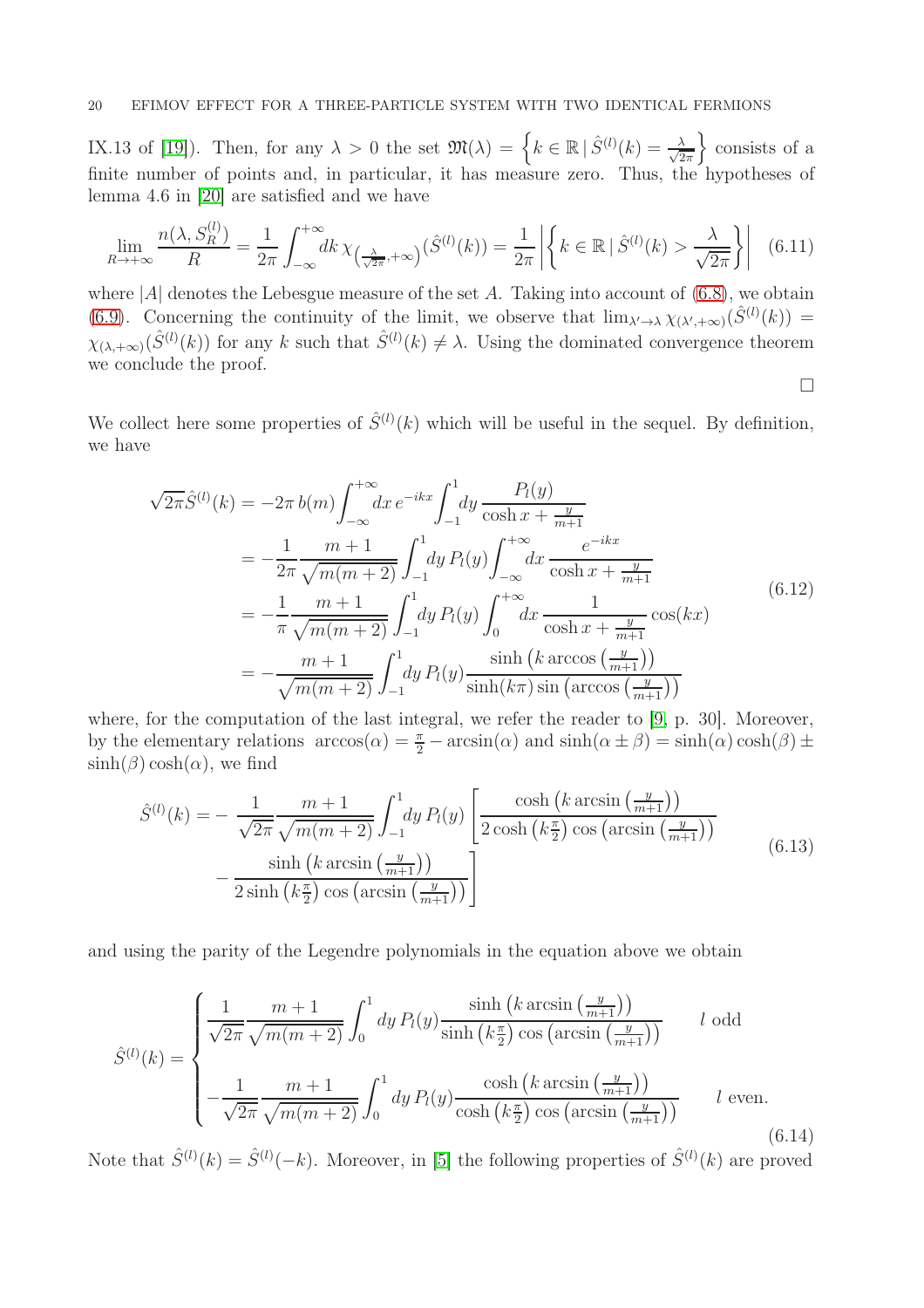IX.13 of [19]). Then, for any $\lambda > 0$ the set $\mathfrak{M}(\lambda) = \left\{ k \in \mathbb{R} \,|\, \hat{S}^{(l)}(k) = \frac{\lambda}{\sqrt{2\pi}} \right\}$ consists of a finite number of points and, in particular, it has measure zero. Thus, the hypotheses of lemma 4.6 in [20] are satisfied and we have

$$\lim_{R\to+\infty} \frac{n(\lambda, S_R^{(l)})}{R} = \frac{1}{2\pi} \int_{-\infty}^{+\infty} dk \, \chi_{\left(\frac{\lambda}{\sqrt{2\pi}}, +\infty\right)}(\hat{S}^{(l)}(k)) = \frac{1}{2\pi} \left| \left\{ k \in \mathbb{R} \,|\, \hat{S}^{(l)}(k) > \frac{\lambda}{\sqrt{2\pi}} \right\} \right| \tag{6.11}$$

where $|A|$ denotes the Lebesgue measure of the set $A$. Taking into account of (6.8), we obtain (6.9). Concerning the continuity of the limit, we observe that $\lim_{\lambda'\to\lambda} \chi_{(\lambda',+\infty)}(\hat{S}^{(l)}(k)) = \chi_{(\lambda,+\infty)}(\hat{S}^{(l)}(k))$ for any $k$ such that $\hat{S}^{(l)}(k) \neq \lambda$. Using the dominated convergence theorem we conclude the proof.

□

We collect here some properties of $\hat{S}^{(l)}(k)$ which will be useful in the sequel. By definition, we have

$$\begin{aligned}
\sqrt{2\pi} \hat{S}^{(l)}(k) &= -2\pi \, b(m) \int_{-\infty}^{+\infty} dx \, e^{-ikx} \int_{-1}^{1} dy \, \frac{P_l(y)}{\cosh x + \frac{y}{m+1}} \\
&= -\frac{1}{2\pi} \frac{m+1}{\sqrt{m(m+2)}} \int_{-1}^{1} dy \, P_l(y) \int_{-\infty}^{+\infty} dx \, \frac{e^{-ikx}}{\cosh x + \frac{y}{m+1}} \\
&= -\frac{1}{\pi} \frac{m+1}{\sqrt{m(m+2)}} \int_{-1}^{1} dy \, P_l(y) \int_{0}^{+\infty} dx \, \frac{1}{\cosh x + \frac{y}{m+1}} \cos(kx) \\
&= -\frac{m+1}{\sqrt{m(m+2)}} \int_{-1}^{1} dy \, P_l(y) \frac{\sinh\left(k \arccos\left(\frac{y}{m+1}\right)\right)}{\sinh(k\pi) \sin\left(\arccos\left(\frac{y}{m+1}\right)\right)}
\end{aligned} \tag{6.12}$$

where, for the computation of the last integral, we refer the reader to [9, p. 30]. Moreover, by the elementary relations $\arccos(\alpha) = \frac{\pi}{2} - \arcsin(\alpha)$ and $\sinh(\alpha \pm \beta) = \sinh(\alpha)\cosh(\beta) \pm \sinh(\beta)\cosh(\alpha)$, we find

$$\begin{aligned}
\hat{S}^{(l)}(k) = &-\frac{1}{\sqrt{2\pi}} \frac{m+1}{\sqrt{m(m+2)}} \int_{-1}^{1} dy \, P_l(y) \left[ \frac{\cosh\left(k \arcsin\left(\frac{y}{m+1}\right)\right)}{2\cosh\left(k\frac{\pi}{2}\right) \cos\left(\arcsin\left(\frac{y}{m+1}\right)\right)} \right. \\
&\left. - \frac{\sinh\left(k \arcsin\left(\frac{y}{m+1}\right)\right)}{2\sinh\left(k\frac{\pi}{2}\right) \cos\left(\arcsin\left(\frac{y}{m+1}\right)\right)} \right]
\end{aligned} \tag{6.13}$$

and using the parity of the Legendre polynomials in the equation above we obtain

$$\hat{S}^{(l)}(k) = \begin{cases} \dfrac{1}{\sqrt{2\pi}} \dfrac{m+1}{\sqrt{m(m+2)}} \displaystyle\int_{0}^{1} dy \, P_l(y) \frac{\sinh\left(k \arcsin\left(\frac{y}{m+1}\right)\right)}{\sinh\left(k\frac{\pi}{2}\right) \cos\left(\arcsin\left(\frac{y}{m+1}\right)\right)} & l \text{ odd} \\[2ex] -\dfrac{1}{\sqrt{2\pi}} \dfrac{m+1}{\sqrt{m(m+2)}} \displaystyle\int_{0}^{1} dy \, P_l(y) \frac{\cosh\left(k \arcsin\left(\frac{y}{m+1}\right)\right)}{\cosh\left(k\frac{\pi}{2}\right) \cos\left(\arcsin\left(\frac{y}{m+1}\right)\right)} & l \text{ even.} \end{cases} \tag{6.14}$$

Note that $\hat{S}^{(l)}(k) = \hat{S}^{(l)}(-k)$. Moreover, in [5] the following properties of $\hat{S}^{(l)}(k)$ are proved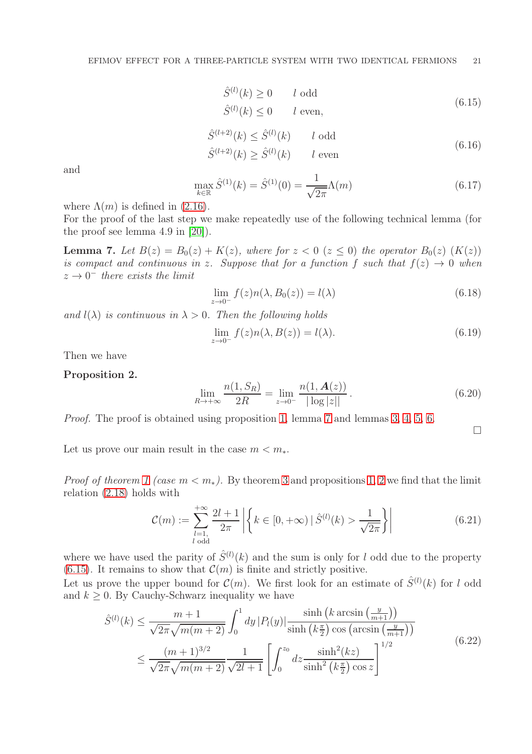$$
\begin{aligned}
&\hat{S}^{(l)}(k) \geq 0 \qquad l \text{ odd}\\
&\hat{S}^{(l)}(k) \leq 0 \qquad l \text{ even,}
\end{aligned}
\tag{6.15}
$$

$$
\begin{aligned}
&\hat{S}^{(l+2)}(k) \leq \hat{S}^{(l)}(k) \qquad l \text{ odd}\\
&\hat{S}^{(l+2)}(k) \geq \hat{S}^{(l)}(k) \qquad l \text{ even}
\end{aligned}
\tag{6.16}
$$

and

$$
\max_{k\in\mathbb{R}} \hat{S}^{(1)}(k) = \hat{S}^{(1)}(0) = \frac{1}{\sqrt{2\pi}}\Lambda(m) \tag{6.17}
$$

where $\Lambda(m)$ is defined in (2.16).

For the proof of the last step we make repeatedly use of the following technical lemma (for the proof see lemma 4.9 in [20]).

**Lemma 7.** *Let $B(z) = B_0(z) + K(z)$, where for $z < 0$ ($z \leq 0$) the operator $B_0(z)$ ($K(z)$) is compact and continuous in $z$. Suppose that for a function $f$ such that $f(z) \to 0$ when $z \to 0^-$ there exists the limit*

$$
\lim_{z\to 0^-} f(z) n(\lambda, B_0(z)) = l(\lambda) \tag{6.18}
$$

*and $l(\lambda)$ is continuous in $\lambda > 0$. Then the following holds*

$$
\lim_{z\to 0^-} f(z) n(\lambda, B(z)) = l(\lambda). \tag{6.19}
$$

Then we have

**Proposition 2.**

$$
\lim_{R\to+\infty} \frac{n(1, S_R)}{2R} = \lim_{z\to 0^-} \frac{n(1, \boldsymbol{A}(z))}{|\log|z||}. \tag{6.20}
$$

*Proof.* The proof is obtained using proposition 1, lemma 7 and lemmas 3, 4, 5, 6. $\square$

Let us prove our main result in the case $m < m_*$.

*Proof of theorem 1 (case $m < m_*$).* By theorem 3 and propositions 1, 2 we find that the limit relation (2.18) holds with

$$
\mathcal{C}(m) := \sum_{\substack{l=1,\\ l \text{ odd}}}^{+\infty} \frac{2l+1}{2\pi} \left| \left\{ k \in [0, +\infty) \,|\, \hat{S}^{(l)}(k) > \frac{1}{\sqrt{2\pi}} \right\} \right| \tag{6.21}
$$

where we have used the parity of $\hat{S}^{(l)}(k)$ and the sum is only for $l$ odd due to the property (6.15). It remains to show that $\mathcal{C}(m)$ is finite and strictly positive.

Let us prove the upper bound for $\mathcal{C}(m)$. We first look for an estimate of $\hat{S}^{(l)}(k)$ for $l$ odd and $k \geq 0$. By Cauchy-Schwarz inequality we have

$$
\begin{aligned}
\hat{S}^{(l)}(k) &\leq \frac{m+1}{\sqrt{2\pi}\sqrt{m(m+2)}} \int_0^1 dy\, |P_l(y)| \frac{\sinh\left(k \arcsin\left(\frac{y}{m+1}\right)\right)}{\sinh\left(k\frac{\pi}{2}\right)\cos\left(\arcsin\left(\frac{y}{m+1}\right)\right)}\\
&\leq \frac{(m+1)^{3/2}}{\sqrt{2\pi}\sqrt{m(m+2)}} \frac{1}{\sqrt{2l+1}} \left[ \int_0^{z_0} dz \frac{\sinh^2(kz)}{\sinh^2\left(k\frac{\pi}{2}\right)\cos z} \right]^{1/2}
\end{aligned}
\tag{6.22}
$$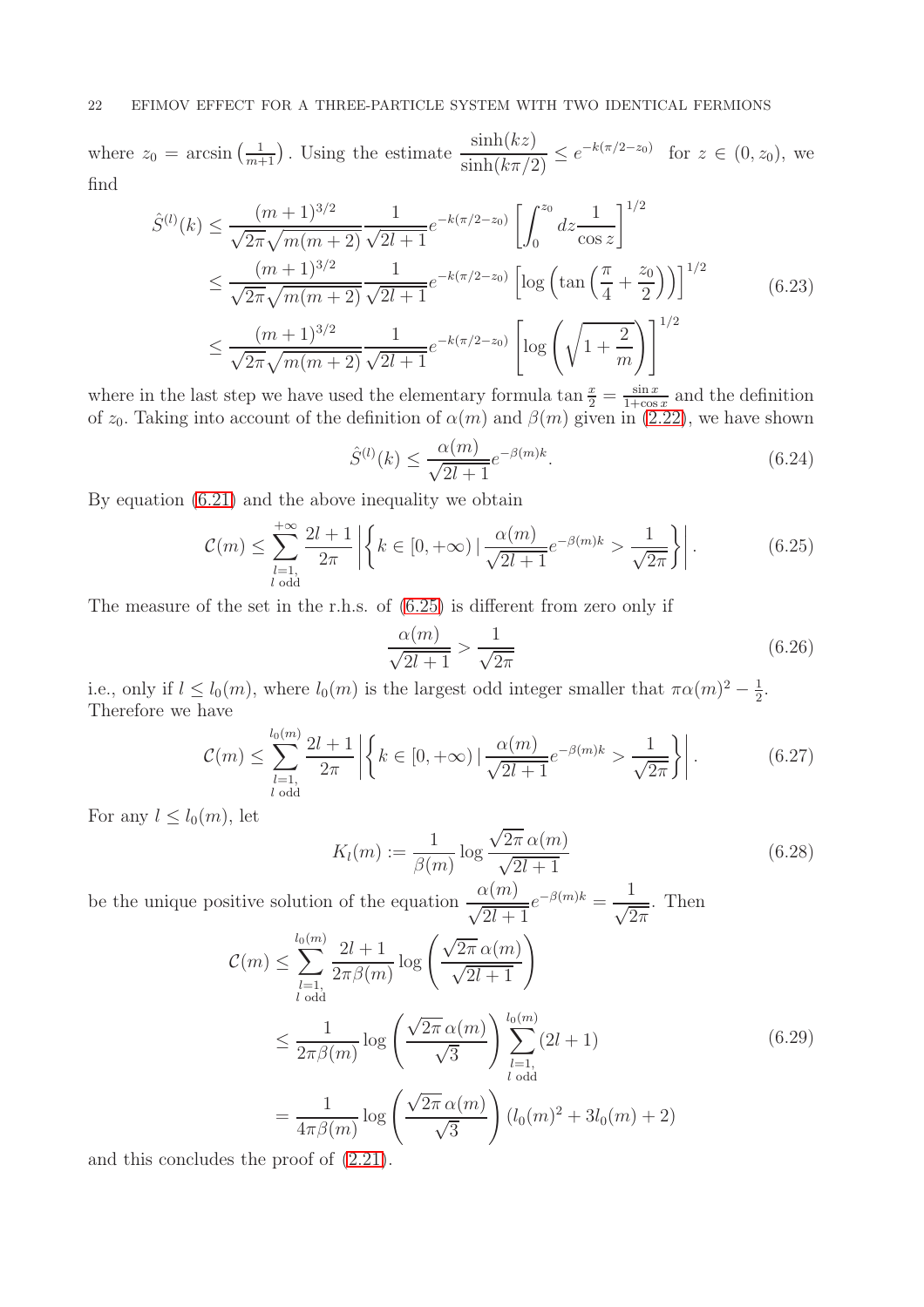where $z_0 = \arcsin\left(\frac{1}{m+1}\right)$. Using the estimate $\dfrac{\sinh(kz)}{\sinh(k\pi/2)} \leq e^{-k(\pi/2 - z_0)}$ for $z \in (0, z_0)$, we find

$$
\begin{aligned}
\hat{S}^{(l)}(k) &\leq \frac{(m+1)^{3/2}}{\sqrt{2\pi}\sqrt{m(m+2)}} \frac{1}{\sqrt{2l+1}} e^{-k(\pi/2 - z_0)} \left[\int_0^{z_0} dz \frac{1}{\cos z}\right]^{1/2} \\
&\leq \frac{(m+1)^{3/2}}{\sqrt{2\pi}\sqrt{m(m+2)}} \frac{1}{\sqrt{2l+1}} e^{-k(\pi/2 - z_0)} \left[\log\left(\tan\left(\frac{\pi}{4} + \frac{z_0}{2}\right)\right)\right]^{1/2} \\
&\leq \frac{(m+1)^{3/2}}{\sqrt{2\pi}\sqrt{m(m+2)}} \frac{1}{\sqrt{2l+1}} e^{-k(\pi/2 - z_0)} \left[\log\left(\sqrt{1 + \frac{2}{m}}\right)\right]^{1/2}
\end{aligned}
\tag{6.23}
$$

where in the last step we have used the elementary formula $\tan\frac{x}{2} = \frac{\sin x}{1 + \cos x}$ and the definition of $z_0$. Taking into account of the definition of $\alpha(m)$ and $\beta(m)$ given in (2.22), we have shown

$$
\hat{S}^{(l)}(k) \leq \frac{\alpha(m)}{\sqrt{2l+1}} e^{-\beta(m)k}. \tag{6.24}
$$

By equation (6.21) and the above inequality we obtain

$$
\mathcal{C}(m) \leq \sum_{\substack{l=1,\\ l \text{ odd}}}^{+\infty} \frac{2l+1}{2\pi} \left| \left\{ k \in [0, +\infty) \,|\, \frac{\alpha(m)}{\sqrt{2l+1}} e^{-\beta(m)k} > \frac{1}{\sqrt{2\pi}} \right\} \right|. \tag{6.25}
$$

The measure of the set in the r.h.s. of (6.25) is different from zero only if

$$
\frac{\alpha(m)}{\sqrt{2l+1}} > \frac{1}{\sqrt{2\pi}} \tag{6.26}
$$

i.e., only if $l \leq l_0(m)$, where $l_0(m)$ is the largest odd integer smaller that $\pi\alpha(m)^2 - \frac{1}{2}$. Therefore we have

$$
\mathcal{C}(m) \leq \sum_{\substack{l=1,\\ l \text{ odd}}}^{l_0(m)} \frac{2l+1}{2\pi} \left| \left\{ k \in [0, +\infty) \,|\, \frac{\alpha(m)}{\sqrt{2l+1}} e^{-\beta(m)k} > \frac{1}{\sqrt{2\pi}} \right\} \right|. \tag{6.27}
$$

For any $l \leq l_0(m)$, let

$$
K_l(m) := \frac{1}{\beta(m)} \log \frac{\sqrt{2\pi}\,\alpha(m)}{\sqrt{2l+1}} \tag{6.28}
$$

be the unique positive solution of the equation $\dfrac{\alpha(m)}{\sqrt{2l+1}} e^{-\beta(m)k} = \dfrac{1}{\sqrt{2\pi}}$. Then

$$
\begin{aligned}
\mathcal{C}(m) &\leq \sum_{\substack{l=1,\\ l \text{ odd}}}^{l_0(m)} \frac{2l+1}{2\pi\beta(m)} \log\left(\frac{\sqrt{2\pi}\,\alpha(m)}{\sqrt{2l+1}}\right) \\
&\leq \frac{1}{2\pi\beta(m)} \log\left(\frac{\sqrt{2\pi}\,\alpha(m)}{\sqrt{3}}\right) \sum_{\substack{l=1,\\ l \text{ odd}}}^{l_0(m)} (2l+1) \\
&= \frac{1}{4\pi\beta(m)} \log\left(\frac{\sqrt{2\pi}\,\alpha(m)}{\sqrt{3}}\right) (l_0(m)^2 + 3l_0(m) + 2)
\end{aligned}
\tag{6.29}
$$

and this concludes the proof of (2.21).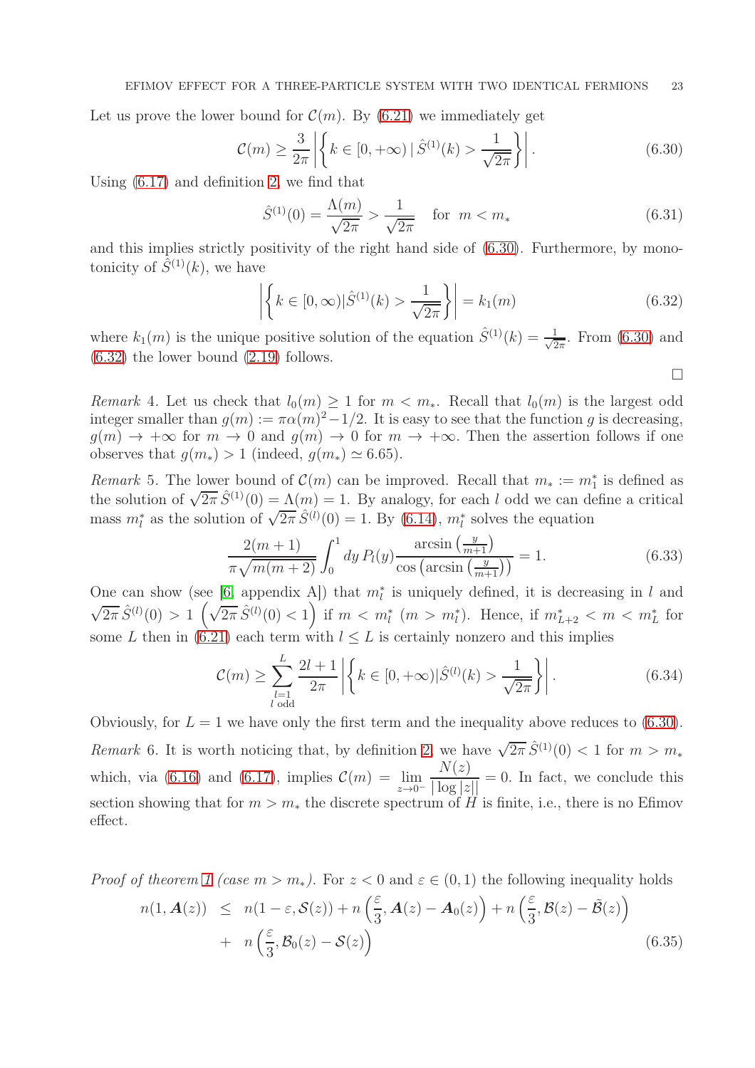Let us prove the lower bound for $\mathcal{C}(m)$. By (6.21) we immediately get

$$\mathcal{C}(m) \geq \frac{3}{2\pi} \left| \left\{ k \in [0, +\infty) \,|\, \hat{S}^{(1)}(k) > \frac{1}{\sqrt{2\pi}} \right\} \right| . \tag{6.30}$$

Using (6.17) and definition 2, we find that

$$\hat{S}^{(1)}(0) = \frac{\Lambda(m)}{\sqrt{2\pi}} > \frac{1}{\sqrt{2\pi}} \quad \text{for } \; m < m_* \tag{6.31}$$

and this implies strictly positivity of the right hand side of (6.30). Furthermore, by monotonicity of $\hat{S}^{(1)}(k)$, we have

$$\left| \left\{ k \in [0, \infty) | \hat{S}^{(1)}(k) > \frac{1}{\sqrt{2\pi}} \right\} \right| = k_1(m) \tag{6.32}$$

where $k_1(m)$ is the unique positive solution of the equation $\hat{S}^{(1)}(k) = \frac{1}{\sqrt{2\pi}}$. From (6.30) and (6.32) the lower bound (2.19) follows.

□

*Remark* 4. Let us check that $l_0(m) \geq 1$ for $m < m_*$. Recall that $l_0(m)$ is the largest odd integer smaller than $g(m) := \pi\alpha(m)^2 - 1/2$. It is easy to see that the function $g$ is decreasing, $g(m) \to +\infty$ for $m \to 0$ and $g(m) \to 0$ for $m \to +\infty$. Then the assertion follows if one observes that $g(m_*) > 1$ (indeed, $g(m_*) \simeq 6.65$).

*Remark* 5. The lower bound of $\mathcal{C}(m)$ can be improved. Recall that $m_* := m_1^*$ is defined as the solution of $\sqrt{2\pi}\,\hat{S}^{(1)}(0) = \Lambda(m) = 1$. By analogy, for each $l$ odd we can define a critical mass $m_l^*$ as the solution of $\sqrt{2\pi}\,\hat{S}^{(l)}(0) = 1$. By (6.14), $m_l^*$ solves the equation

$$\frac{2(m+1)}{\pi\sqrt{m(m+2)}} \int_0^1 dy\, P_l(y) \frac{\arcsin\left(\frac{y}{m+1}\right)}{\cos\left(\arcsin\left(\frac{y}{m+1}\right)\right)} = 1. \tag{6.33}$$

One can show (see [6, appendix A]) that $m_l^*$ is uniquely defined, it is decreasing in $l$ and $\sqrt{2\pi}\,\hat{S}^{(l)}(0) > 1$ $\left(\sqrt{2\pi}\,\hat{S}^{(l)}(0) < 1\right)$ if $m < m_l^*$ ($m > m_l^*$). Hence, if $m_{L+2}^* < m < m_L^*$ for some $L$ then in (6.21) each term with $l \leq L$ is certainly nonzero and this implies

$$\mathcal{C}(m) \geq \sum_{\substack{l=1 \\ l \text{ odd}}}^{L} \frac{2l+1}{2\pi} \left| \left\{ k \in [0, +\infty) | \hat{S}^{(l)}(k) > \frac{1}{\sqrt{2\pi}} \right\} \right| . \tag{6.34}$$

Obviously, for $L = 1$ we have only the first term and the inequality above reduces to (6.30).

*Remark* 6. It is worth noticing that, by definition 2, we have $\sqrt{2\pi}\,\hat{S}^{(1)}(0) < 1$ for $m > m_*$ which, via (6.16) and (6.17), implies $\mathcal{C}(m) = \lim\limits_{z \to 0^-} \dfrac{N(z)}{|\log|z||} = 0$. In fact, we conclude this section showing that for $m > m_*$ the discrete spectrum of $H$ is finite, i.e., there is no Efimov effect.

*Proof of theorem 1 (case $m > m_*$).* For $z < 0$ and $\varepsilon \in (0, 1)$ the following inequality holds

$$\begin{aligned} n(1, \boldsymbol{A}(z)) \;&\leq\; n(1-\varepsilon, \mathcal{S}(z)) + n\left(\frac{\varepsilon}{3}, \boldsymbol{A}(z) - \boldsymbol{A}_0(z)\right) + n\left(\frac{\varepsilon}{3}, \mathcal{B}(z) - \tilde{\mathcal{B}}(z)\right) \\ &+\; n\left(\frac{\varepsilon}{3}, \mathcal{B}_0(z) - \mathcal{S}(z)\right) \end{aligned} \tag{6.35}$$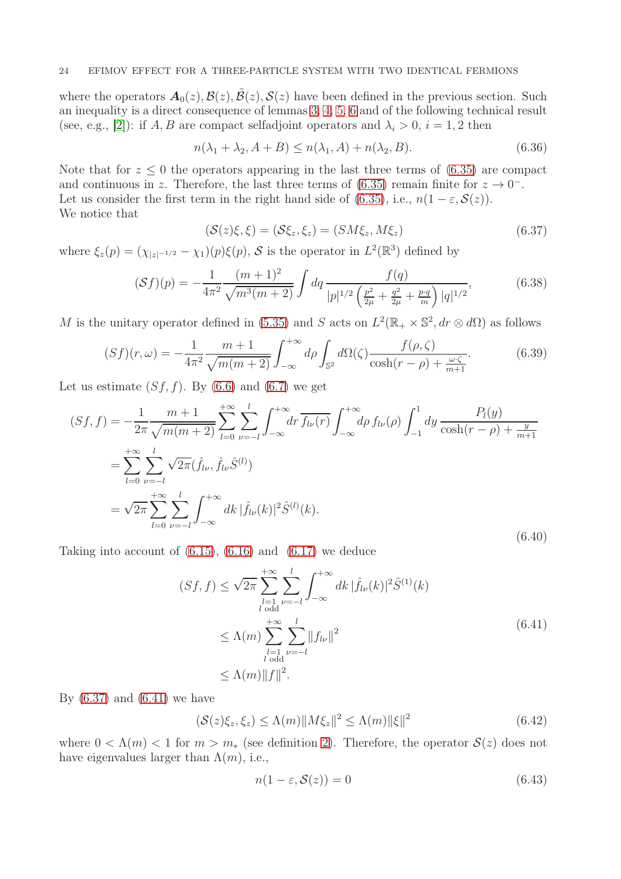where the operators $\boldsymbol{A}_0(z), \mathcal{B}(z), \tilde{\mathcal{B}}(z), \mathcal{S}(z)$ have been defined in the previous section. Such an inequality is a direct consequence of lemmas 3, 4, 5, 6 and of the following technical result (see, e.g., [2]): if $A, B$ are compact selfadjoint operators and $\lambda_i > 0$, $i = 1, 2$ then

$$
n(\lambda_1 + \lambda_2, A + B) \leq n(\lambda_1, A) + n(\lambda_2, B). \tag{6.36}
$$

Note that for $z \leq 0$ the operators appearing in the last three terms of (6.35) are compact and continuous in $z$. Therefore, the last three terms of (6.35) remain finite for $z \to 0^-$.
Let us consider the first term in the right hand side of (6.35), i.e., $n(1 - \varepsilon, \mathcal{S}(z))$.
We notice that

$$
(\mathcal{S}(z)\xi, \xi) = (\mathcal{S}\xi_z, \xi_z) = (SM\xi_z, M\xi_z) \tag{6.37}
$$

where $\xi_z(p) = (\chi_{|z|^{-1/2}} - \chi_1)(p)\xi(p)$, $\mathcal{S}$ is the operator in $L^2(\mathbb{R}^3)$ defined by

$$
(\mathcal{S}f)(p) = -\frac{1}{4\pi^2} \frac{(m+1)^2}{\sqrt{m^3(m+2)}} \int dq \, \frac{f(q)}{|p|^{1/2} \left( \frac{p^2}{2\mu} + \frac{q^2}{2\mu} + \frac{p \cdot q}{m} \right) |q|^{1/2}}, \tag{6.38}
$$

$M$ is the unitary operator defined in (5.35) and $S$ acts on $L^2(\mathbb{R}_+ \times \mathbb{S}^2, dr \otimes d\Omega)$ as follows

$$
(Sf)(r, \omega) = -\frac{1}{4\pi^2} \frac{m+1}{\sqrt{m(m+2)}} \int_{-\infty}^{+\infty} d\rho \int_{\mathbb{S}^2} d\Omega(\zeta) \frac{f(\rho, \zeta)}{\cosh(r - \rho) + \frac{\omega \cdot \zeta}{m+1}}. \tag{6.39}
$$

Let us estimate $(Sf, f)$. By (6.6) and (6.7) we get

$$
\begin{aligned}
(Sf, f) &= -\frac{1}{2\pi} \frac{m+1}{\sqrt{m(m+2)}} \sum_{l=0}^{+\infty} \sum_{\nu=-l}^{l} \int_{-\infty}^{+\infty} dr \, \overline{f_{l\nu}(r)} \int_{-\infty}^{+\infty} d\rho \, f_{l\nu}(\rho) \int_{-1}^{1} dy \, \frac{P_l(y)}{\cosh(r - \rho) + \frac{y}{m+1}} \\
&= \sum_{l=0}^{+\infty} \sum_{\nu=-l}^{l} \sqrt{2\pi} (\hat{f}_{l\nu}, \hat{f}_{l\nu} \hat{S}^{(l)}) \\
&= \sqrt{2\pi} \sum_{l=0}^{+\infty} \sum_{\nu=-l}^{l} \int_{-\infty}^{+\infty} dk \, |\hat{f}_{l\nu}(k)|^2 \hat{S}^{(l)}(k).
\end{aligned} \tag{6.40}
$$

Taking into account of (6.15), (6.16) and (6.17) we deduce

$$
\begin{aligned}
(Sf, f) &\leq \sqrt{2\pi} \sum_{\substack{l=1 \\ l \text{ odd}}}^{+\infty} \sum_{\nu=-l}^{l} \int_{-\infty}^{+\infty} dk \, |\hat{f}_{l\nu}(k)|^2 \hat{S}^{(1)}(k) \\
&\leq \Lambda(m) \sum_{\substack{l=1 \\ l \text{ odd}}}^{+\infty} \sum_{\nu=-l}^{l} \|f_{l\nu}\|^2 \\
&\leq \Lambda(m) \|f\|^2.
\end{aligned} \tag{6.41}
$$

By (6.37) and (6.41) we have

$$
(\mathcal{S}(z)\xi_z, \xi_z) \leq \Lambda(m) \|M\xi_z\|^2 \leq \Lambda(m) \|\xi\|^2 \tag{6.42}
$$

where $0 < \Lambda(m) < 1$ for $m > m_*$ (see definition 2). Therefore, the operator $\mathcal{S}(z)$ does not have eigenvalues larger than $\Lambda(m)$, i.e.,

$$
n(1 - \varepsilon, \mathcal{S}(z)) = 0 \tag{6.43}
$$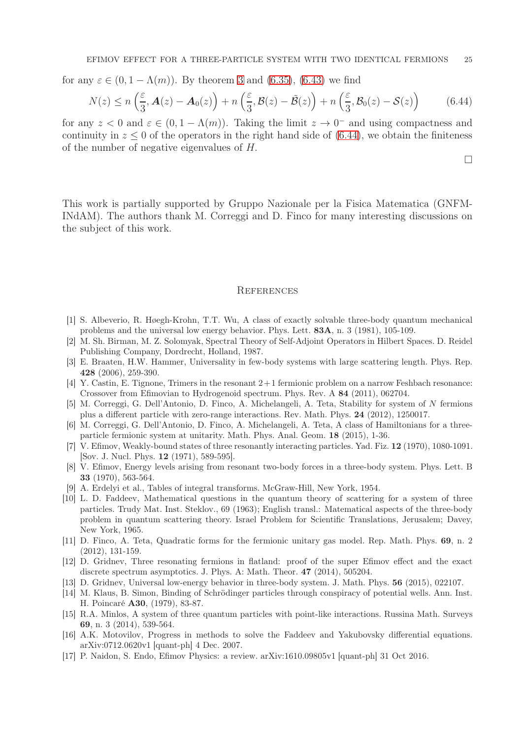for any $\varepsilon \in (0, 1 - \Lambda(m))$. By theorem 3 and (6.35), (6.43) we find

$$N(z) \leq n\left(\frac{\varepsilon}{3}, \boldsymbol{A}(z) - \boldsymbol{A}_0(z)\right) + n\left(\frac{\varepsilon}{3}, \mathcal{B}(z) - \tilde{\mathcal{B}}(z)\right) + n\left(\frac{\varepsilon}{3}, \mathcal{B}_0(z) - \mathcal{S}(z)\right) \tag{6.44}$$

for any $z < 0$ and $\varepsilon \in (0, 1 - \Lambda(m))$. Taking the limit $z \to 0^-$ and using compactness and continuity in $z \leq 0$ of the operators in the right hand side of (6.44), we obtain the finiteness of the number of negative eigenvalues of $H$.

□

This work is partially supported by Gruppo Nazionale per la Fisica Matematica (GNFM-INdAM). The authors thank M. Correggi and D. Finco for many interesting discussions on the subject of this work.

## References

[1] S. Albeverio, R. Høegh-Krohn, T.T. Wu, A class of exactly solvable three-body quantum mechanical problems and the universal low energy behavior. Phys. Lett. **83A**, n. 3 (1981), 105-109.

[2] M. Sh. Birman, M. Z. Solomyak, Spectral Theory of Self-Adjoint Operators in Hilbert Spaces. D. Reidel Publishing Company, Dordrecht, Holland, 1987.

[3] E. Braaten, H.W. Hammer, Universality in few-body systems with large scattering length. Phys. Rep. **428** (2006), 259-390.

[4] Y. Castin, E. Tignone, Trimers in the resonant 2+1 fermionic problem on a narrow Feshbach resonance: Crossover from Efimovian to Hydrogenoid spectrum. Phys. Rev. A **84** (2011), 062704.

[5] M. Correggi, G. Dell'Antonio, D. Finco, A. Michelangeli, A. Teta, Stability for system of $N$ fermions plus a different particle with zero-range interactions. Rev. Math. Phys. **24** (2012), 1250017.

[6] M. Correggi, G. Dell'Antonio, D. Finco, A. Michelangeli, A. Teta, A class of Hamiltonians for a three-particle fermionic system at unitarity. Math. Phys. Anal. Geom. **18** (2015), 1-36.

[7] V. Efimov, Weakly-bound states of three resonantly interacting particles. Yad. Fiz. **12** (1970), 1080-1091. [Sov. J. Nucl. Phys. **12** (1971), 589-595].

[8] V. Efimov, Energy levels arising from resonant two-body forces in a three-body system. Phys. Lett. B **33** (1970), 563-564.

[9] A. Erdelyi et al., Tables of integral transforms. McGraw-Hill, New York, 1954.

[10] L. D. Faddeev, Mathematical questions in the quantum theory of scattering for a system of three particles. Trudy Mat. Inst. Steklov., 69 (1963); English transl.: Matematical aspects of the three-body problem in quantum scattering theory. Israel Problem for Scientific Translations, Jerusalem; Davey, New York, 1965.

[11] D. Finco, A. Teta, Quadratic forms for the fermionic unitary gas model. Rep. Math. Phys. **69**, n. 2 (2012), 131-159.

[12] D. Gridnev, Three resonating fermions in flatland: proof of the super Efimov effect and the exact discrete spectrum asymptotics. J. Phys. A: Math. Theor. **47** (2014), 505204.

[13] D. Gridnev, Universal low-energy behavior in three-body system. J. Math. Phys. **56** (2015), 022107.

[14] M. Klaus, B. Simon, Binding of Schrödinger particles through conspiracy of potential wells. Ann. Inst. H. Poincaré **A30**, (1979), 83-87.

[15] R.A. Minlos, A system of three quantum particles with point-like interactions. Russina Math. Surveys **69**, n. 3 (2014), 539-564.

[16] A.K. Motovilov, Progress in methods to solve the Faddeev and Yakubovsky differential equations. arXiv:0712.0620v1 [quant-ph] 4 Dec. 2007.

[17] P. Naidon, S. Endo, Efimov Physics: a review. arXiv:1610.09805v1 [quant-ph] 31 Oct 2016.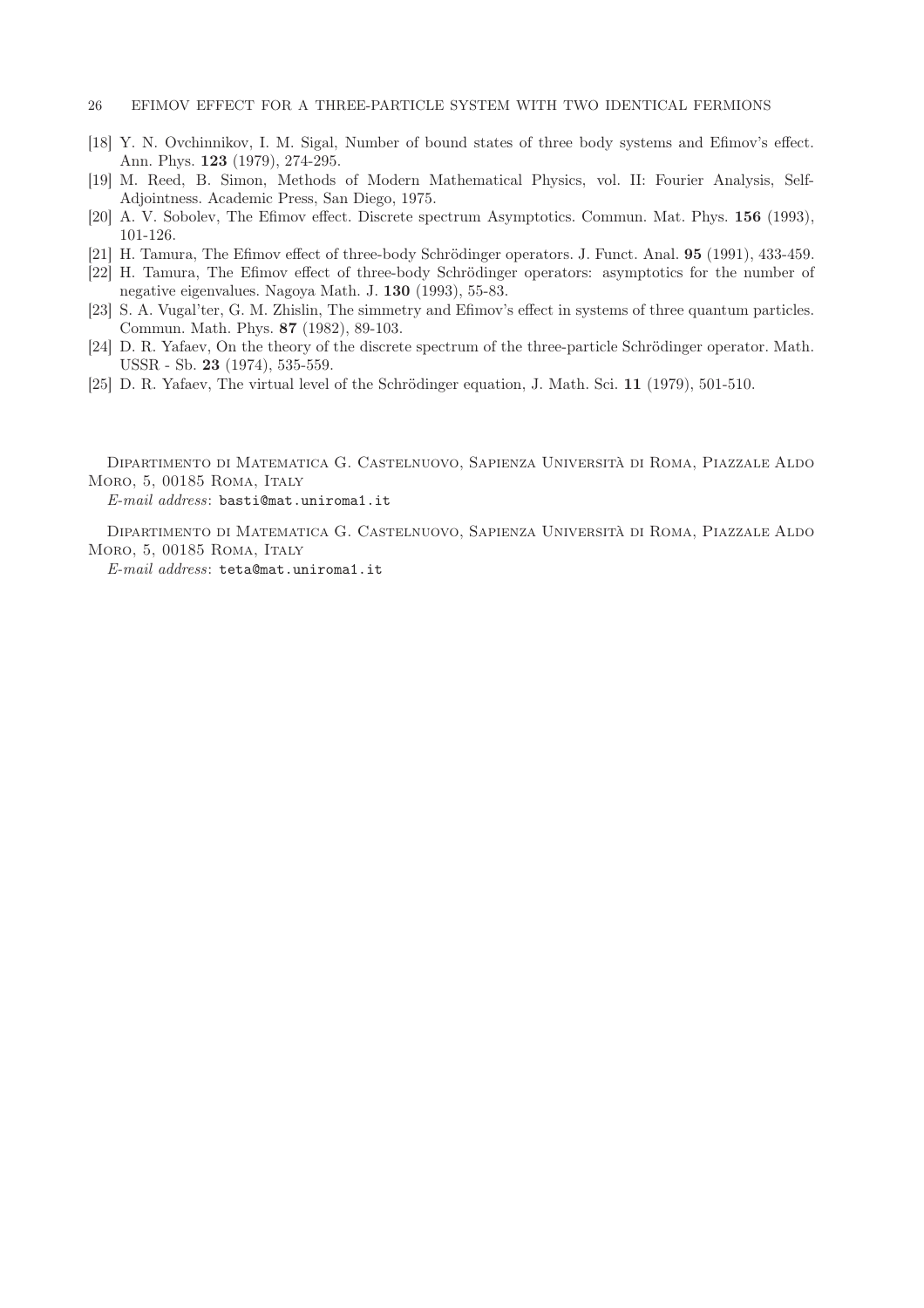[18] Y. N. Ovchinnikov, I. M. Sigal, Number of bound states of three body systems and Efimov's effect. Ann. Phys. **123** (1979), 274-295.

[19] M. Reed, B. Simon, Methods of Modern Mathematical Physics, vol. II: Fourier Analysis, Self-Adjointness. Academic Press, San Diego, 1975.

[20] A. V. Sobolev, The Efimov effect. Discrete spectrum Asymptotics. Commun. Mat. Phys. **156** (1993), 101-126.

[21] H. Tamura, The Efimov effect of three-body Schrödinger operators. J. Funct. Anal. **95** (1991), 433-459.

[22] H. Tamura, The Efimov effect of three-body Schrödinger operators: asymptotics for the number of negative eigenvalues. Nagoya Math. J. **130** (1993), 55-83.

[23] S. A. Vugal'ter, G. M. Zhislin, The simmetry and Efimov's effect in systems of three quantum particles. Commun. Math. Phys. **87** (1982), 89-103.

[24] D. R. Yafaev, On the theory of the discrete spectrum of the three-particle Schrödinger operator. Math. USSR - Sb. **23** (1974), 535-559.

[25] D. R. Yafaev, The virtual level of the Schrödinger equation, J. Math. Sci. **11** (1979), 501-510.

Dipartimento di Matematica G. Castelnuovo, Sapienza Università di Roma, Piazzale Aldo Moro, 5, 00185 Roma, Italy

*E-mail address*: basti@mat.uniroma1.it

Dipartimento di Matematica G. Castelnuovo, Sapienza Università di Roma, Piazzale Aldo Moro, 5, 00185 Roma, Italy

*E-mail address*: teta@mat.uniroma1.it